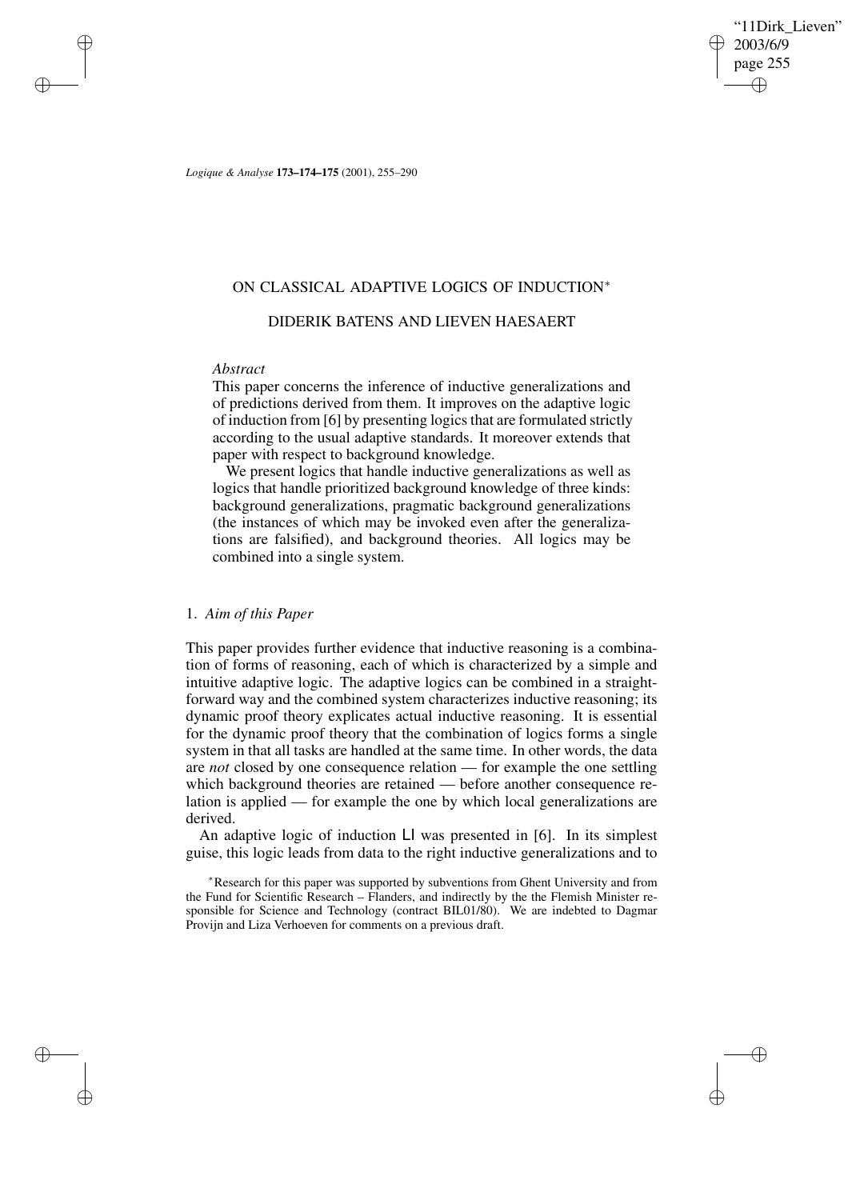# ON CLASSICAL ADAPTIVE LOGICS OF INDUCTION*

## DIDERIK BATENS AND LIEVEN HAESAERT

*Abstract*

This paper concerns the inference of inductive generalizations and of predictions derived from them. It improves on the adaptive logic of induction from [6] by presenting logics that are formulated strictly according to the usual adaptive standards. It moreover extends that paper with respect to background knowledge.

We present logics that handle inductive generalizations as well as logics that handle prioritized background knowledge of three kinds: background generalizations, pragmatic background generalizations (the instances of which may be invoked even after the generalizations are falsified), and background theories. All logics may be combined into a single system.

## 1. *Aim of this Paper*

This paper provides further evidence that inductive reasoning is a combination of forms of reasoning, each of which is characterized by a simple and intuitive adaptive logic. The adaptive logics can be combined in a straightforward way and the combined system characterizes inductive reasoning; its dynamic proof theory explicates actual inductive reasoning. It is essential for the dynamic proof theory that the combination of logics forms a single system in that all tasks are handled at the same time. In other words, the data are *not* closed by one consequence relation — for example the one settling which background theories are retained — before another consequence relation is applied — for example the one by which local generalizations are derived.

An adaptive logic of induction LI was presented in [6]. In its simplest guise, this logic leads from data to the right inductive generalizations and to

*Research for this paper was supported by subventions from Ghent University and from the Fund for Scientific Research – Flanders, and indirectly by the the Flemish Minister responsible for Science and Technology (contract BIL01/80). We are indebted to Dagmar Provijn and Liza Verhoeven for comments on a previous draft.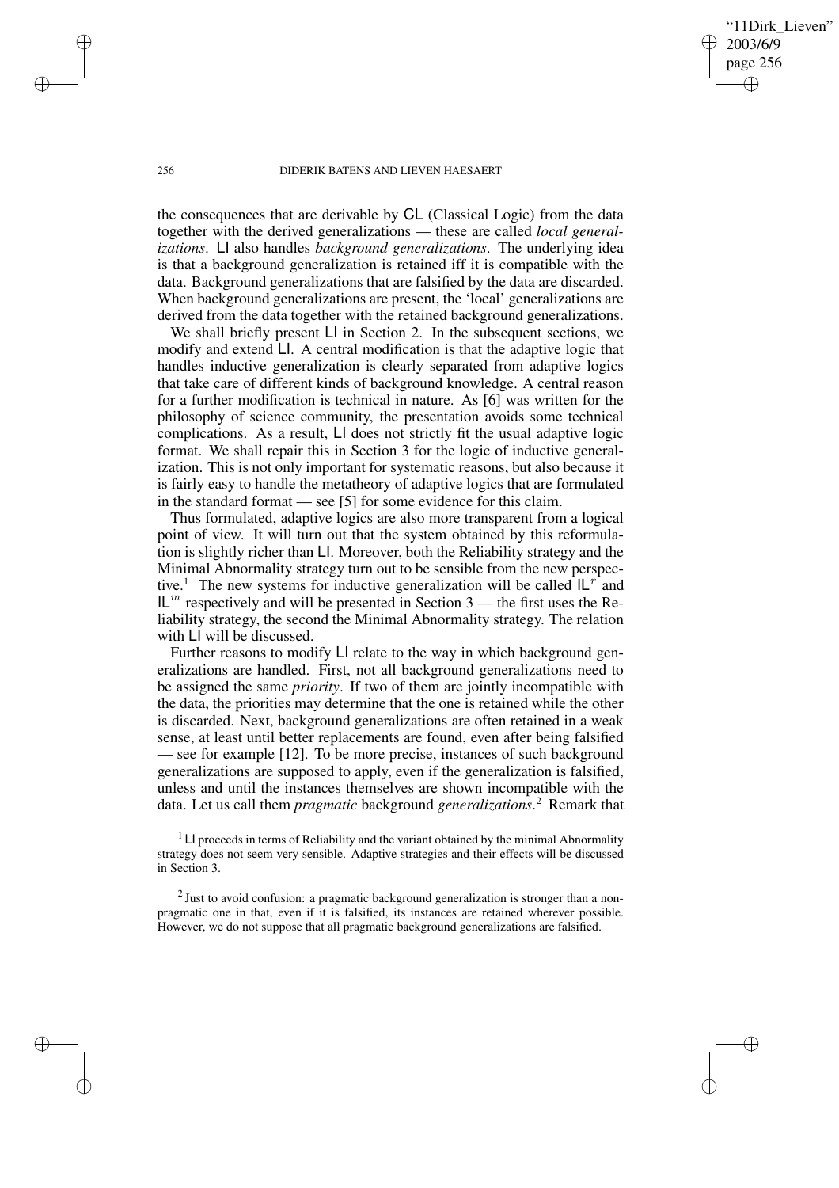the consequences that are derivable by CL (Classical Logic) from the data together with the derived generalizations — these are called *local generalizations*. LI also handles *background generalizations*. The underlying idea is that a background generalization is retained iff it is compatible with the data. Background generalizations that are falsified by the data are discarded. When background generalizations are present, the 'local' generalizations are derived from the data together with the retained background generalizations.

We shall briefly present LI in Section 2. In the subsequent sections, we modify and extend LI. A central modification is that the adaptive logic that handles inductive generalization is clearly separated from adaptive logics that take care of different kinds of background knowledge. A central reason for a further modification is technical in nature. As [6] was written for the philosophy of science community, the presentation avoids some technical complications. As a result, LI does not strictly fit the usual adaptive logic format. We shall repair this in Section 3 for the logic of inductive generalization. This is not only important for systematic reasons, but also because it is fairly easy to handle the metatheory of adaptive logics that are formulated in the standard format — see [5] for some evidence for this claim.

Thus formulated, adaptive logics are also more transparent from a logical point of view. It will turn out that the system obtained by this reformulation is slightly richer than LI. Moreover, both the Reliability strategy and the Minimal Abnormality strategy turn out to be sensible from the new perspective.[1] The new systems for inductive generalization will be called $\mathsf{IL}^r$ and $\mathsf{IL}^m$ respectively and will be presented in Section 3 — the first uses the Reliability strategy, the second the Minimal Abnormality strategy. The relation with LI will be discussed.

Further reasons to modify LI relate to the way in which background generalizations are handled. First, not all background generalizations need to be assigned the same *priority*. If two of them are jointly incompatible with the data, the priorities may determine that the one is retained while the other is discarded. Next, background generalizations are often retained in a weak sense, at least until better replacements are found, even after being falsified — see for example [12]. To be more precise, instances of such background generalizations are supposed to apply, even if the generalization is falsified, unless and until the instances themselves are shown incompatible with the data. Let us call them *pragmatic* background *generalizations*.[2] Remark that

[1] LI proceeds in terms of Reliability and the variant obtained by the minimal Abnormality strategy does not seem very sensible. Adaptive strategies and their effects will be discussed in Section 3.

[2] Just to avoid confusion: a pragmatic background generalization is stronger than a non-pragmatic one in that, even if it is falsified, its instances are retained wherever possible. However, we do not suppose that all pragmatic background generalizations are falsified.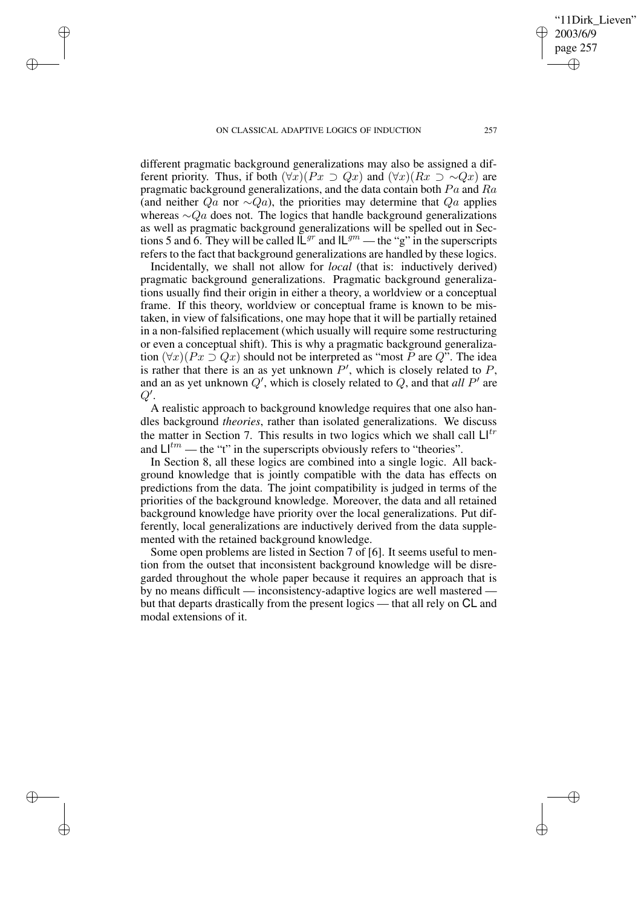different pragmatic background generalizations may also be assigned a different priority. Thus, if both $(\forall x)(Px \supset Qx)$ and $(\forall x)(Rx \supset {\sim}Qx)$ are pragmatic background generalizations, and the data contain both $Pa$ and $Ra$ (and neither $Qa$ nor ${\sim}Qa$), the priorities may determine that $Qa$ applies whereas ${\sim}Qa$ does not. The logics that handle background generalizations as well as pragmatic background generalizations will be spelled out in Sections 5 and 6. They will be called $\mathsf{IL}^{gr}$ and $\mathsf{IL}^{gm}$ — the "g" in the superscripts refers to the fact that background generalizations are handled by these logics.

Incidentally, we shall not allow for *local* (that is: inductively derived) pragmatic background generalizations. Pragmatic background generalizations usually find their origin in either a theory, a worldview or a conceptual frame. If this theory, worldview or conceptual frame is known to be mistaken, in view of falsifications, one may hope that it will be partially retained in a non-falsified replacement (which usually will require some restructuring or even a conceptual shift). This is why a pragmatic background generalization $(\forall x)(Px \supset Qx)$ should not be interpreted as "most $P$ are $Q$". The idea is rather that there is an as yet unknown $P'$, which is closely related to $P$, and an as yet unknown $Q'$, which is closely related to $Q$, and that *all* $P'$ are $Q'$.

A realistic approach to background knowledge requires that one also handles background *theories*, rather than isolated generalizations. We discuss the matter in Section 7. This results in two logics which we shall call $\mathsf{LI}^{tr}$ and $\mathsf{LI}^{tm}$ — the "t" in the superscripts obviously refers to "theories".

In Section 8, all these logics are combined into a single logic. All background knowledge that is jointly compatible with the data has effects on predictions from the data. The joint compatibility is judged in terms of the priorities of the background knowledge. Moreover, the data and all retained background knowledge have priority over the local generalizations. Put differently, local generalizations are inductively derived from the data supplemented with the retained background knowledge.

Some open problems are listed in Section 7 of [6]. It seems useful to mention from the outset that inconsistent background knowledge will be disregarded throughout the whole paper because it requires an approach that is by no means difficult — inconsistency-adaptive logics are well mastered — but that departs drastically from the present logics — that all rely on $\mathsf{CL}$ and modal extensions of it.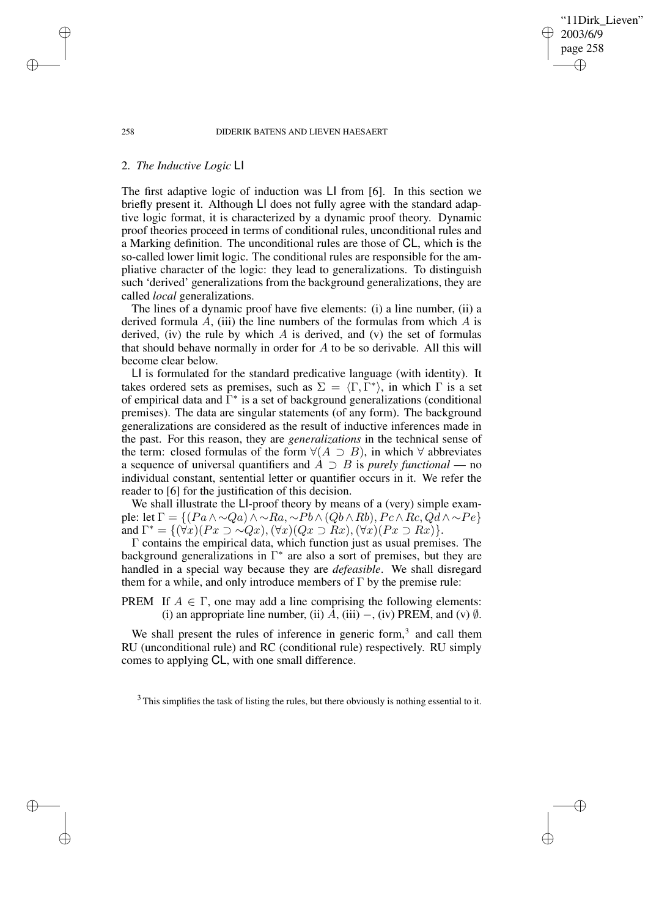## 2. *The Inductive Logic* LI

The first adaptive logic of induction was LI from [6]. In this section we briefly present it. Although LI does not fully agree with the standard adaptive logic format, it is characterized by a dynamic proof theory. Dynamic proof theories proceed in terms of conditional rules, unconditional rules and a Marking definition. The unconditional rules are those of CL, which is the so-called lower limit logic. The conditional rules are responsible for the ampliative character of the logic: they lead to generalizations. To distinguish such 'derived' generalizations from the background generalizations, they are called *local* generalizations.

The lines of a dynamic proof have five elements: (i) a line number, (ii) a derived formula $A$, (iii) the line numbers of the formulas from which $A$ is derived, (iv) the rule by which $A$ is derived, and (v) the set of formulas that should behave normally in order for $A$ to be so derivable. All this will become clear below.

LI is formulated for the standard predicative language (with identity). It takes ordered sets as premises, such as $\Sigma = \langle \Gamma, \Gamma^* \rangle$, in which $\Gamma$ is a set of empirical data and $\Gamma^*$ is a set of background generalizations (conditional premises). The data are singular statements (of any form). The background generalizations are considered as the result of inductive inferences made in the past. For this reason, they are *generalizations* in the technical sense of the term: closed formulas of the form $\forall(A \supset B)$, in which $\forall$ abbreviates a sequence of universal quantifiers and $A \supset B$ is *purely functional* — no individual constant, sentential letter or quantifier occurs in it. We refer the reader to [6] for the justification of this decision.

We shall illustrate the LI-proof theory by means of a (very) simple example: let $\Gamma = \{(Pa \wedge \sim Qa) \wedge \sim Ra, \sim Pb \wedge (Qb \wedge Rb), Pc \wedge Rc, Qd \wedge \sim Pe\}$ and $\Gamma^* = \{(\forall x)(Px \supset \sim Qx), (\forall x)(Qx \supset Rx), (\forall x)(Px \supset Rx)\}$.

$\Gamma$ contains the empirical data, which function just as usual premises. The background generalizations in $\Gamma^*$ are also a sort of premises, but they are handled in a special way because they are *defeasible*. We shall disregard them for a while, and only introduce members of $\Gamma$ by the premise rule:

PREM If $A \in \Gamma$, one may add a line comprising the following elements: (i) an appropriate line number, (ii) $A$, (iii) $-$, (iv) PREM, and (v) $\emptyset$.

We shall present the rules of inference in generic form,[3] and call them RU (unconditional rule) and RC (conditional rule) respectively. RU simply comes to applying CL, with one small difference.

[3] This simplifies the task of listing the rules, but there obviously is nothing essential to it.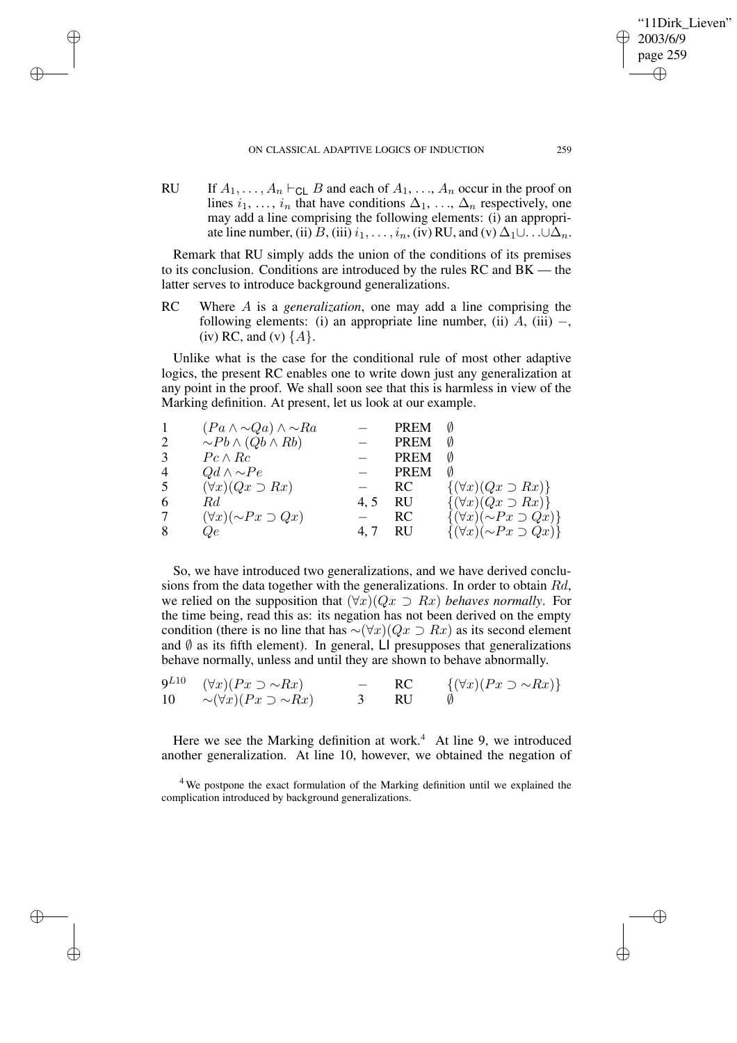RU If $A_1, \ldots, A_n \vdash_{\mathsf{CL}} B$ and each of $A_1, \ldots, A_n$ occur in the proof on lines $i_1, \ldots, i_n$ that have conditions $\Delta_1, \ldots, \Delta_n$ respectively, one may add a line comprising the following elements: (i) an appropriate line number, (ii) $B$, (iii) $i_1, \ldots, i_n$, (iv) RU, and (v) $\Delta_1 \cup \ldots \cup \Delta_n$.

Remark that RU simply adds the union of the conditions of its premises to its conclusion. Conditions are introduced by the rules RC and BK — the latter serves to introduce background generalizations.

RC Where $A$ is a *generalization*, one may add a line comprising the following elements: (i) an appropriate line number, (ii) $A$, (iii) $-$, (iv) RC, and (v) $\{A\}$.

Unlike what is the case for the conditional rule of most other adaptive logics, the present RC enables one to write down just any generalization at any point in the proof. We shall soon see that this is harmless in view of the Marking definition. At present, let us look at our example.

| | | | | |
|---|---|---|---|---|
| 1 | $(Pa \wedge \sim Qa) \wedge \sim Ra$ | $-$ | PREM | $\emptyset$ |
| 2 | $\sim Pb \wedge (Qb \wedge Rb)$ | $-$ | PREM | $\emptyset$ |
| 3 | $Pc \wedge Rc$ | $-$ | PREM | $\emptyset$ |
| 4 | $Qd \wedge \sim Pe$ | $-$ | PREM | $\emptyset$ |
| 5 | $(\forall x)(Qx \supset Rx)$ | $-$ | RC | $\{(\forall x)(Qx \supset Rx)\}$ |
| 6 | $Rd$ | 4, 5 | RU | $\{(\forall x)(Qx \supset Rx)\}$ |
| 7 | $(\forall x)(\sim Px \supset Qx)$ | $-$ | RC | $\{(\forall x)(\sim Px \supset Qx)\}$ |
| 8 | $Qe$ | 4, 7 | RU | $\{(\forall x)(\sim Px \supset Qx)\}$ |

So, we have introduced two generalizations, and we have derived conclusions from the data together with the generalizations. In order to obtain $Rd$, we relied on the supposition that $(\forall x)(Qx \supset Rx)$ *behaves normally*. For the time being, read this as: its negation has not been derived on the empty condition (there is no line that has $\sim(\forall x)(Qx \supset Rx)$ as its second element and $\emptyset$ as its fifth element). In general, $\mathsf{LI}$ presupposes that generalizations behave normally, unless and until they are shown to behave abnormally.

| | | | | |
|---|---|---|---|---|
| $9^{L10}$ | $(\forall x)(Px \supset \sim Rx)$ | $-$ | RC | $\{(\forall x)(Px \supset \sim Rx)\}$ |
| 10 | $\sim(\forall x)(Px \supset \sim Rx)$ | 3 | RU | $\emptyset$ |

Here we see the Marking definition at work.[4] At line 9, we introduced another generalization. At line 10, however, we obtained the negation of

[4] We postpone the exact formulation of the Marking definition until we explained the complication introduced by background generalizations.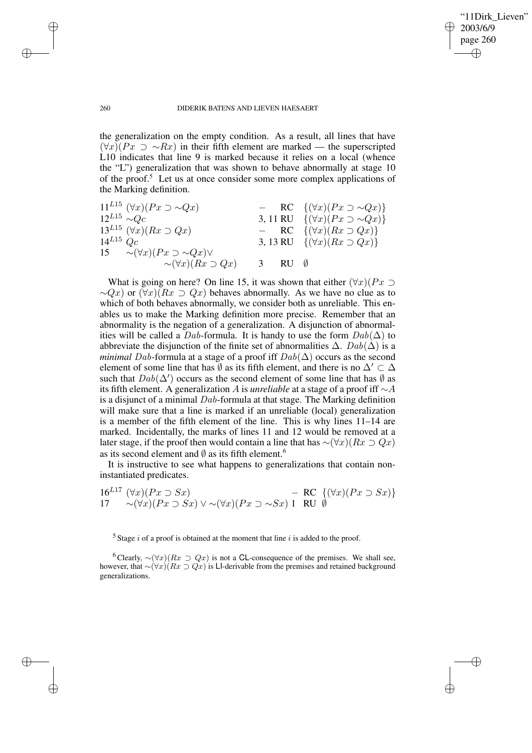the generalization on the empty condition. As a result, all lines that have $(\forall x)(Px \supset {\sim}Rx)$ in their fifth element are marked — the superscripted L10 indicates that line 9 is marked because it relies on a local (whence the "L") generalization that was shown to behave abnormally at stage 10 of the proof.[5] Let us at once consider some more complex applications of the Marking definition.

| | | | | |
|---|---|---|---|---|
| $11^{L15}$ | $(\forall x)(Px \supset {\sim}Qx)$ | $-$ | RC | $\{(\forall x)(Px \supset {\sim}Qx)\}$ |
| $12^{L15}$ | ${\sim}Qc$ | 3, 11 | RU | $\{(\forall x)(Px \supset {\sim}Qx)\}$ |
| $13^{L15}$ | $(\forall x)(Rx \supset Qx)$ | $-$ | RC | $\{(\forall x)(Rx \supset Qx)\}$ |
| $14^{L15}$ | $Qc$ | 3, 13 | RU | $\{(\forall x)(Rx \supset Qx)\}$ |
| 15 | ${\sim}(\forall x)(Px \supset {\sim}Qx) \vee {\sim}(\forall x)(Rx \supset Qx)$ | 3 | RU | $\emptyset$ |

What is going on here? On line 15, it was shown that either $(\forall x)(Px \supset {\sim}Qx)$ or $(\forall x)(Rx \supset Qx)$ behaves abnormally. As we have no clue as to which of both behaves abnormally, we consider both as unreliable. This enables us to make the Marking definition more precise. Remember that an abnormality is the negation of a generalization. A disjunction of abnormalities will be called a $Dab$-formula. It is handy to use the form $Dab(\Delta)$ to abbreviate the disjunction of the finite set of abnormalities $\Delta$. $Dab(\Delta)$ is a *minimal* $Dab$-formula at a stage of a proof iff $Dab(\Delta)$ occurs as the second element of some line that has $\emptyset$ as its fifth element, and there is no $\Delta' \subset \Delta$ such that $Dab(\Delta')$ occurs as the second element of some line that has $\emptyset$ as its fifth element. A generalization $A$ is *unreliable* at a stage of a proof iff ${\sim}A$ is a disjunct of a minimal $Dab$-formula at that stage. The Marking definition will make sure that a line is marked if an unreliable (local) generalization is a member of the fifth element of the line. This is why lines 11–14 are marked. Incidentally, the marks of lines 11 and 12 would be removed at a later stage, if the proof then would contain a line that has ${\sim}(\forall x)(Rx \supset Qx)$ as its second element and $\emptyset$ as its fifth element.[6]

It is instructive to see what happens to generalizations that contain non-instantiated predicates.

| | | | | |
|---|---|---|---|---|
| $16^{L17}$ | $(\forall x)(Px \supset Sx)$ | $-$ | RC | $\{(\forall x)(Px \supset Sx)\}$ |
| 17 | ${\sim}(\forall x)(Px \supset Sx) \vee {\sim}(\forall x)(Px \supset {\sim}Sx)$ | 1 | RU | $\emptyset$ |

[5] Stage $i$ of a proof is obtained at the moment that line $i$ is added to the proof.

[6] Clearly, ${\sim}(\forall x)(Rx \supset Qx)$ is not a CL-consequence of the premises. We shall see, however, that ${\sim}(\forall x)(Rx \supset Qx)$ is LI-derivable from the premises and retained background generalizations.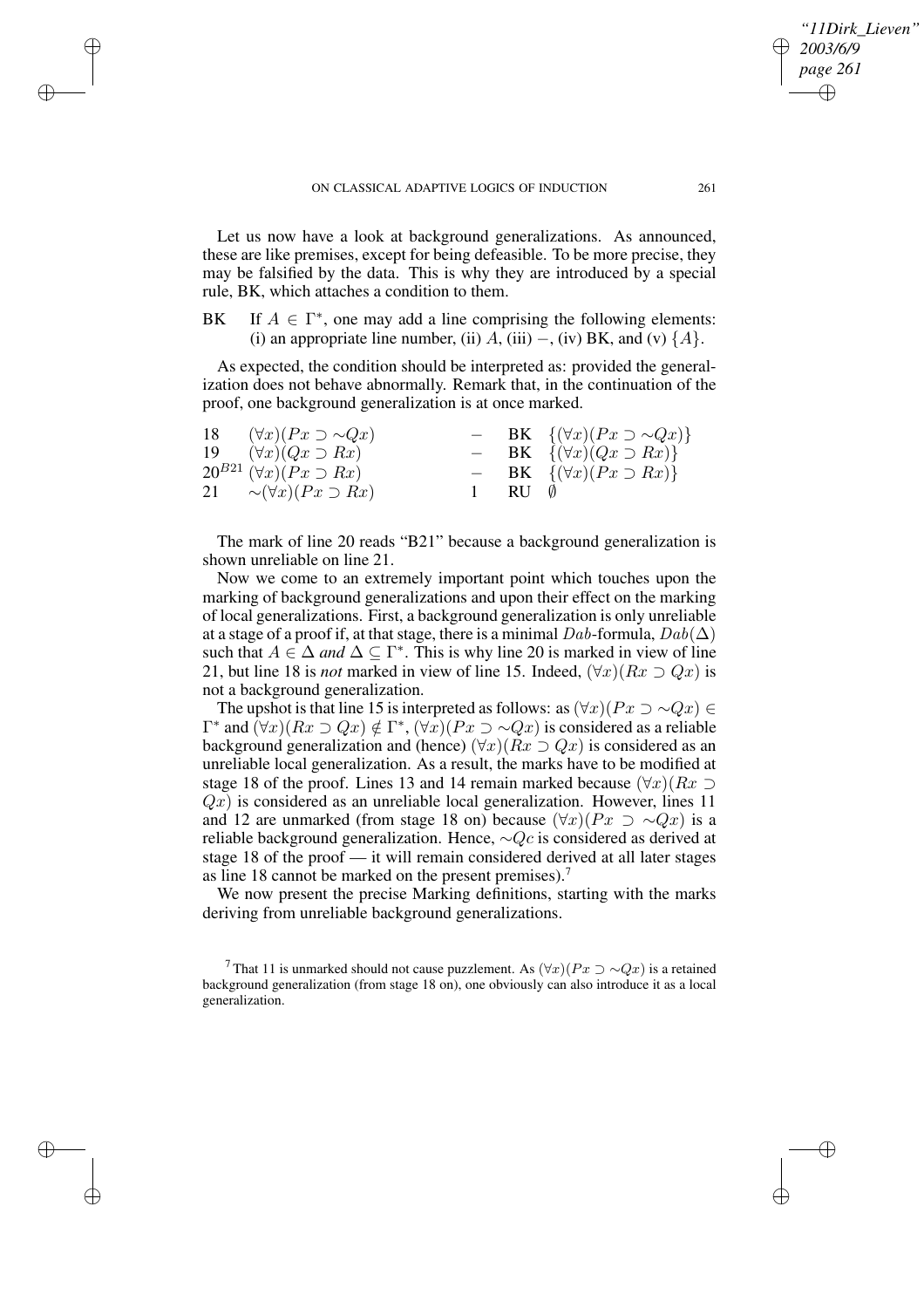Let us now have a look at background generalizations. As announced, these are like premises, except for being defeasible. To be more precise, they may be falsified by the data. This is why they are introduced by a special rule, BK, which attaches a condition to them.

BK If $A \in \Gamma^*$, one may add a line comprising the following elements: (i) an appropriate line number, (ii) $A$, (iii) $-$, (iv) BK, and (v) $\{A\}$.

As expected, the condition should be interpreted as: provided the generalization does not behave abnormally. Remark that, in the continuation of the proof, one background generalization is at once marked.

| | | | | |
|---|---|---|---|---|
| 18 | $(\forall x)(Px \supset \sim Qx)$ | $-$ | BK | $\{(\forall x)(Px \supset \sim Qx)\}$ |
| 19 | $(\forall x)(Qx \supset Rx)$ | $-$ | BK | $\{(\forall x)(Qx \supset Rx)\}$ |
| $20^{B21}$ | $(\forall x)(Px \supset Rx)$ | $-$ | BK | $\{(\forall x)(Px \supset Rx)\}$ |
| 21 | $\sim(\forall x)(Px \supset Rx)$ | 1 | RU | $\emptyset$ |

The mark of line 20 reads "B21" because a background generalization is shown unreliable on line 21.

Now we come to an extremely important point which touches upon the marking of background generalizations and upon their effect on the marking of local generalizations. First, a background generalization is only unreliable at a stage of a proof if, at that stage, there is a minimal $Dab$-formula, $Dab(\Delta)$ such that $A \in \Delta$ *and* $\Delta \subseteq \Gamma^*$. This is why line 20 is marked in view of line 21, but line 18 is *not* marked in view of line 15. Indeed, $(\forall x)(Rx \supset Qx)$ is not a background generalization.

The upshot is that line 15 is interpreted as follows: as $(\forall x)(Px \supset \sim Qx) \in \Gamma^*$ and $(\forall x)(Rx \supset Qx) \notin \Gamma^*$, $(\forall x)(Px \supset \sim Qx)$ is considered as a reliable background generalization and (hence) $(\forall x)(Rx \supset Qx)$ is considered as an unreliable local generalization. As a result, the marks have to be modified at stage 18 of the proof. Lines 13 and 14 remain marked because $(\forall x)(Rx \supset Qx)$ is considered as an unreliable local generalization. However, lines 11 and 12 are unmarked (from stage 18 on) because $(\forall x)(Px \supset \sim Qx)$ is a reliable background generalization. Hence, $\sim Qc$ is considered as derived at stage 18 of the proof — it will remain considered derived at all later stages as line 18 cannot be marked on the present premises).[7]

We now present the precise Marking definitions, starting with the marks deriving from unreliable background generalizations.

[7] That 11 is unmarked should not cause puzzlement. As $(\forall x)(Px \supset \sim Qx)$ is a retained background generalization (from stage 18 on), one obviously can also introduce it as a local generalization.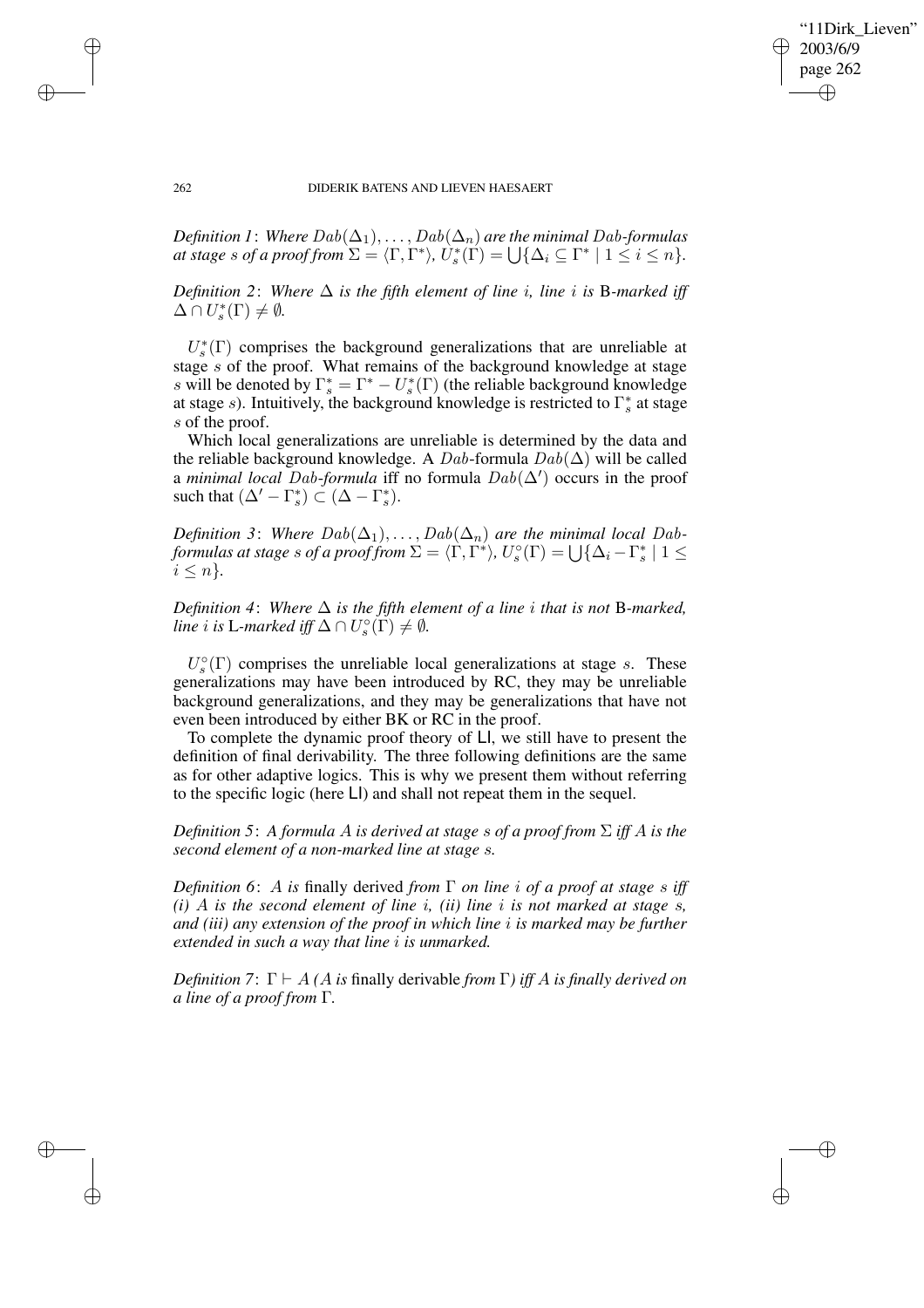*Definition 1*: *Where $Dab(\Delta_1), \ldots, Dab(\Delta_n)$ are the minimal $Dab$-formulas at stage $s$ of a proof from $\Sigma = \langle \Gamma, \Gamma^* \rangle$, $U^*_s(\Gamma) = \bigcup\{\Delta_i \subseteq \Gamma^* \mid 1 \leq i \leq n\}$.*

*Definition 2*: *Where $\Delta$ is the fifth element of line $i$, line $i$ is* B*-marked iff $\Delta \cap U^*_s(\Gamma) \neq \emptyset$.*

$U^*_s(\Gamma)$ comprises the background generalizations that are unreliable at stage $s$ of the proof. What remains of the background knowledge at stage $s$ will be denoted by $\Gamma^*_s = \Gamma^* - U^*_s(\Gamma)$ (the reliable background knowledge at stage $s$). Intuitively, the background knowledge is restricted to $\Gamma^*_s$ at stage $s$ of the proof.

Which local generalizations are unreliable is determined by the data and the reliable background knowledge. A $Dab$-formula $Dab(\Delta)$ will be called a *minimal local $Dab$-formula* iff no formula $Dab(\Delta')$ occurs in the proof such that $(\Delta' - \Gamma^*_s) \subset (\Delta - \Gamma^*_s)$.

*Definition 3*: *Where $Dab(\Delta_1), \ldots, Dab(\Delta_n)$ are the minimal local $Dab$-formulas at stage $s$ of a proof from $\Sigma = \langle \Gamma, \Gamma^* \rangle$, $U^\circ_s(\Gamma) = \bigcup\{\Delta_i - \Gamma^*_s \mid 1 \leq i \leq n\}$.*

*Definition 4*: *Where $\Delta$ is the fifth element of a line $i$ that is not* B*-marked, line $i$ is* L*-marked iff $\Delta \cap U^\circ_s(\Gamma) \neq \emptyset$.*

$U^\circ_s(\Gamma)$ comprises the unreliable local generalizations at stage $s$. These generalizations may have been introduced by RC, they may be unreliable background generalizations, and they may be generalizations that have not even been introduced by either BK or RC in the proof.

To complete the dynamic proof theory of LI, we still have to present the definition of final derivability. The three following definitions are the same as for other adaptive logics. This is why we present them without referring to the specific logic (here LI) and shall not repeat them in the sequel.

*Definition 5*: *A formula $A$ is derived at stage $s$ of a proof from $\Sigma$ iff $A$ is the second element of a non-marked line at stage $s$.*

*Definition 6*: *$A$ is* finally derived *from $\Gamma$ on line $i$ of a proof at stage $s$ iff (i) $A$ is the second element of line $i$, (ii) line $i$ is not marked at stage $s$, and (iii) any extension of the proof in which line $i$ is marked may be further extended in such a way that line $i$ is unmarked.*

*Definition 7*: *$\Gamma \vdash A$ ($A$ is* finally derivable *from $\Gamma$) iff $A$ is finally derived on a line of a proof from $\Gamma$.*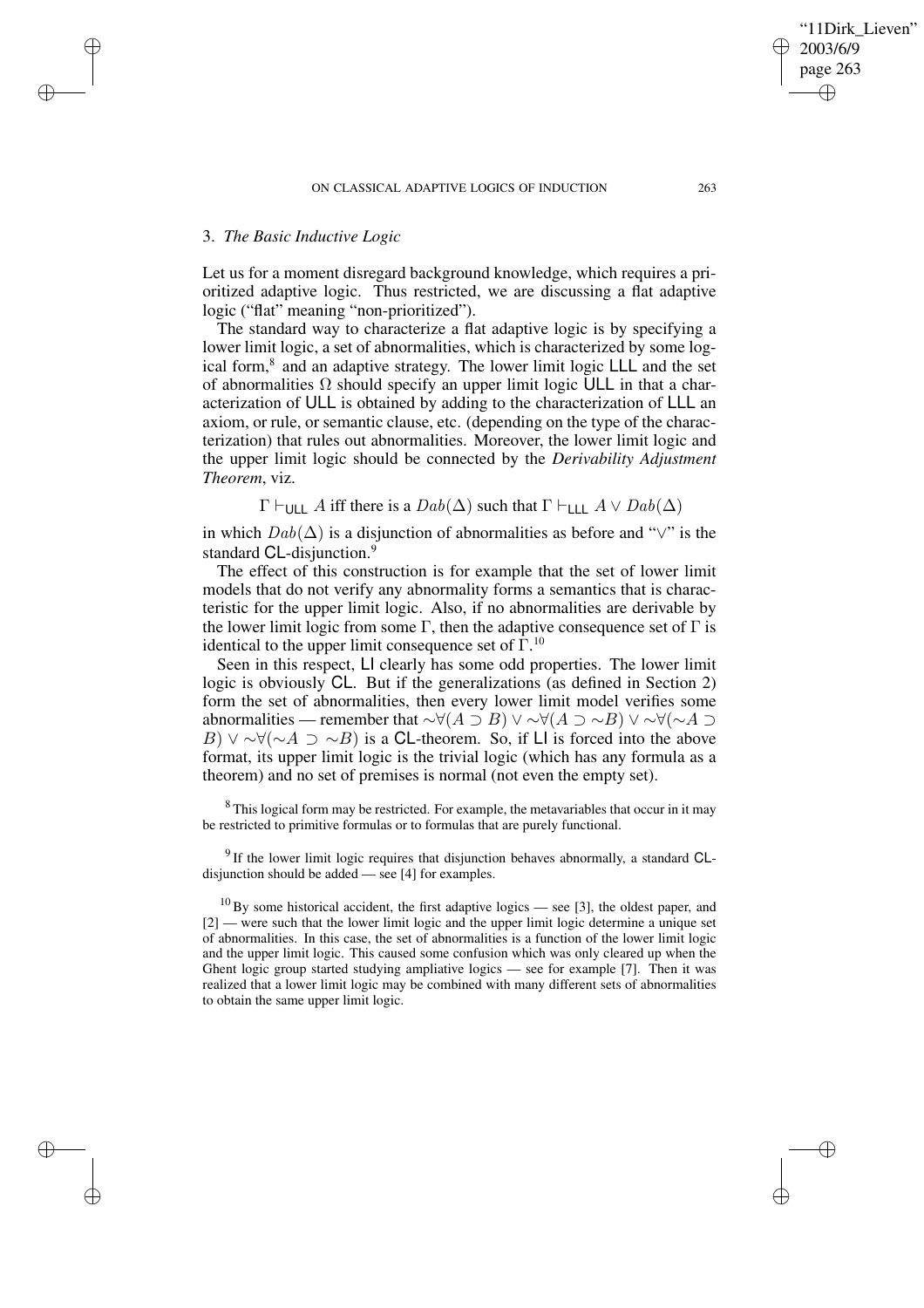## 3. *The Basic Inductive Logic*

Let us for a moment disregard background knowledge, which requires a prioritized adaptive logic. Thus restricted, we are discussing a flat adaptive logic ("flat" meaning "non-prioritized").

The standard way to characterize a flat adaptive logic is by specifying a lower limit logic, a set of abnormalities, which is characterized by some logical form,[8] and an adaptive strategy. The lower limit logic LLL and the set of abnormalities $\Omega$ should specify an upper limit logic ULL in that a characterization of ULL is obtained by adding to the characterization of LLL an axiom, or rule, or semantic clause, etc. (depending on the type of the characterization) that rules out abnormalities. Moreover, the lower limit logic and the upper limit logic should be connected by the *Derivability Adjustment Theorem*, viz.

$$\Gamma \vdash_{\mathsf{ULL}} A \text{ iff there is a } Dab(\Delta) \text{ such that } \Gamma \vdash_{\mathsf{LLL}} A \vee Dab(\Delta)$$

in which $Dab(\Delta)$ is a disjunction of abnormalities as before and "$\vee$" is the standard CL-disjunction.[9]

The effect of this construction is for example that the set of lower limit models that do not verify any abnormality forms a semantics that is characteristic for the upper limit logic. Also, if no abnormalities are derivable by the lower limit logic from some $\Gamma$, then the adaptive consequence set of $\Gamma$ is identical to the upper limit consequence set of $\Gamma$.[10]

Seen in this respect, LI clearly has some odd properties. The lower limit logic is obviously CL. But if the generalizations (as defined in Section 2) form the set of abnormalities, then every lower limit model verifies some abnormalities — remember that $\sim\forall(A \supset B) \vee \sim\forall(A \supset \sim B) \vee \sim\forall(\sim A \supset B) \vee \sim\forall(\sim A \supset \sim B)$ is a CL-theorem. So, if LI is forced into the above format, its upper limit logic is the trivial logic (which has any formula as a theorem) and no set of premises is normal (not even the empty set).

[8] This logical form may be restricted. For example, the metavariables that occur in it may be restricted to primitive formulas or to formulas that are purely functional.

[9] If the lower limit logic requires that disjunction behaves abnormally, a standard CL-disjunction should be added — see [4] for examples.

[10] By some historical accident, the first adaptive logics — see [3], the oldest paper, and [2] — were such that the lower limit logic and the upper limit logic determine a unique set of abnormalities. In this case, the set of abnormalities is a function of the lower limit logic and the upper limit logic. This caused some confusion which was only cleared up when the Ghent logic group started studying ampliative logics — see for example [7]. Then it was realized that a lower limit logic may be combined with many different sets of abnormalities to obtain the same upper limit logic.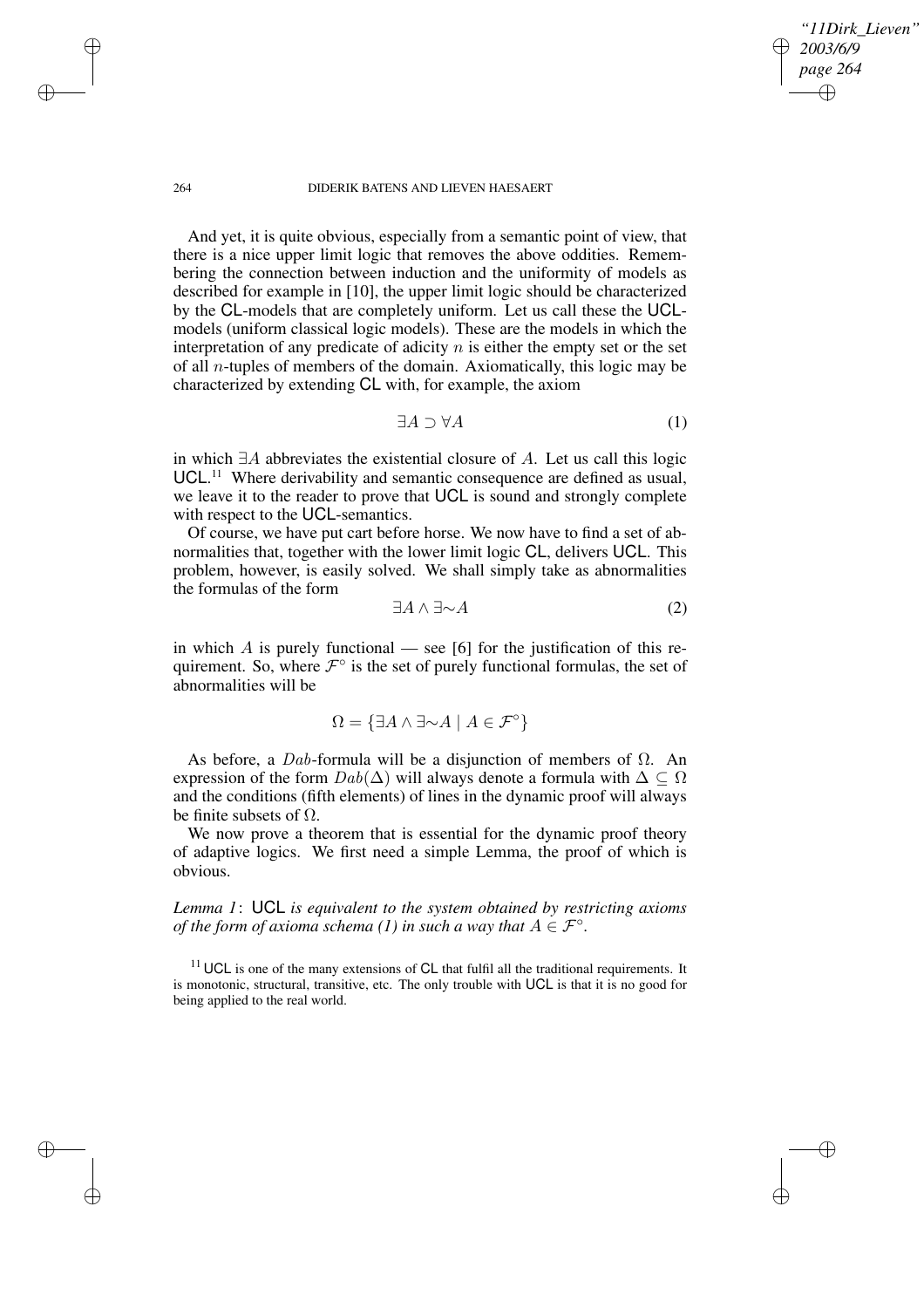And yet, it is quite obvious, especially from a semantic point of view, that there is a nice upper limit logic that removes the above oddities. Remembering the connection between induction and the uniformity of models as described for example in [10], the upper limit logic should be characterized by the CL-models that are completely uniform. Let us call these the UCL-models (uniform classical logic models). These are the models in which the interpretation of any predicate of adicity $n$ is either the empty set or the set of all $n$-tuples of members of the domain. Axiomatically, this logic may be characterized by extending CL with, for example, the axiom

$$\exists A \supset \forall A \tag{1}$$

in which $\exists A$ abbreviates the existential closure of $A$. Let us call this logic UCL.[11] Where derivability and semantic consequence are defined as usual, we leave it to the reader to prove that UCL is sound and strongly complete with respect to the UCL-semantics.

Of course, we have put cart before horse. We now have to find a set of abnormalities that, together with the lower limit logic CL, delivers UCL. This problem, however, is easily solved. We shall simply take as abnormalities the formulas of the form

$$\exists A \wedge \exists{\sim}A \tag{2}$$

in which $A$ is purely functional — see [6] for the justification of this requirement. So, where $\mathcal{F}^{\circ}$ is the set of purely functional formulas, the set of abnormalities will be

$$\Omega = \{\exists A \wedge \exists{\sim}A \mid A \in \mathcal{F}^{\circ}\}$$

As before, a $Dab$-formula will be a disjunction of members of $\Omega$. An expression of the form $Dab(\Delta)$ will always denote a formula with $\Delta \subseteq \Omega$ and the conditions (fifth elements) of lines in the dynamic proof will always be finite subsets of $\Omega$.

We now prove a theorem that is essential for the dynamic proof theory of adaptive logics. We first need a simple Lemma, the proof of which is obvious.

*Lemma 1*: *UCL is equivalent to the system obtained by restricting axioms of the form of axioma schema (1) in such a way that* $A \in \mathcal{F}^{\circ}$.

[11] UCL is one of the many extensions of CL that fulfil all the traditional requirements. It is monotonic, structural, transitive, etc. The only trouble with UCL is that it is no good for being applied to the real world.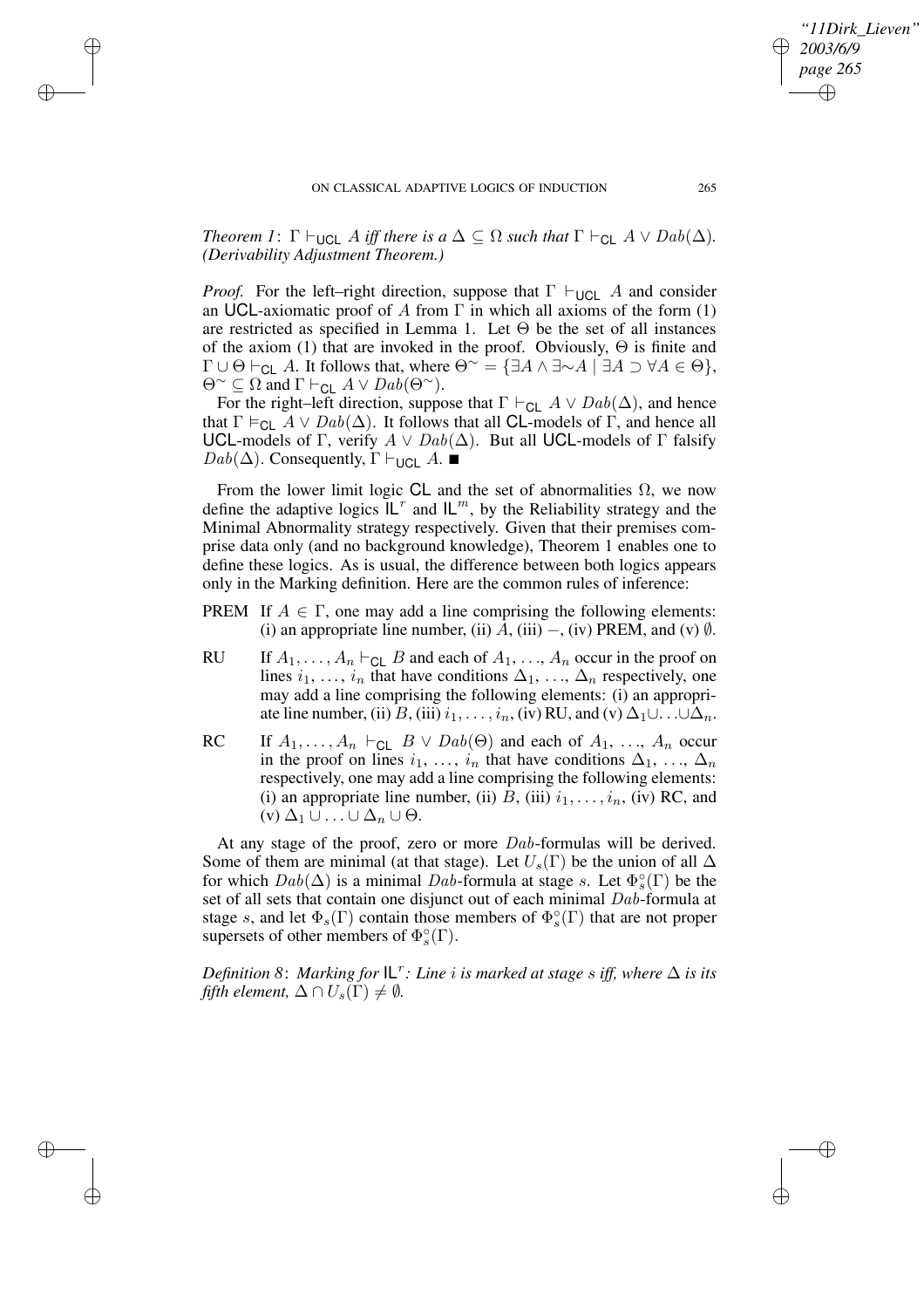*Theorem 1*: $\Gamma \vdash_{\mathsf{UCL}} A$ *iff there is a* $\Delta \subseteq \Omega$ *such that* $\Gamma \vdash_{\mathsf{CL}} A \vee Dab(\Delta)$. *(Derivability Adjustment Theorem.)*

*Proof.* For the left–right direction, suppose that $\Gamma \vdash_{\mathsf{UCL}} A$ and consider an UCL-axiomatic proof of $A$ from $\Gamma$ in which all axioms of the form (1) are restricted as specified in Lemma 1. Let $\Theta$ be the set of all instances of the axiom (1) that are invoked in the proof. Obviously, $\Theta$ is finite and $\Gamma \cup \Theta \vdash_{\mathsf{CL}} A$. It follows that, where $\Theta^{\sim} = \{\exists A \wedge \exists{\sim}A \mid \exists A \supset \forall A \in \Theta\}$, $\Theta^{\sim} \subseteq \Omega$ and $\Gamma \vdash_{\mathsf{CL}} A \vee Dab(\Theta^{\sim})$.

For the right–left direction, suppose that $\Gamma \vdash_{\mathsf{CL}} A \vee Dab(\Delta)$, and hence that $\Gamma \vDash_{\mathsf{CL}} A \vee Dab(\Delta)$. It follows that all CL-models of $\Gamma$, and hence all UCL-models of $\Gamma$, verify $A \vee Dab(\Delta)$. But all UCL-models of $\Gamma$ falsify $Dab(\Delta)$. Consequently, $\Gamma \vdash_{\mathsf{UCL}} A$. ■

From the lower limit logic CL and the set of abnormalities $\Omega$, we now define the adaptive logics $\mathsf{IL}^r$ and $\mathsf{IL}^m$, by the Reliability strategy and the Minimal Abnormality strategy respectively. Given that their premises comprise data only (and no background knowledge), Theorem 1 enables one to define these logics. As is usual, the difference between both logics appears only in the Marking definition. Here are the common rules of inference:

- PREM If $A \in \Gamma$, one may add a line comprising the following elements: (i) an appropriate line number, (ii) $A$, (iii) $-$, (iv) PREM, and (v) $\emptyset$.
- RU If $A_1, \ldots, A_n \vdash_{\mathsf{CL}} B$ and each of $A_1, \ldots, A_n$ occur in the proof on lines $i_1, \ldots, i_n$ that have conditions $\Delta_1, \ldots, \Delta_n$ respectively, one may add a line comprising the following elements: (i) an appropriate line number, (ii) $B$, (iii) $i_1, \ldots, i_n$, (iv) RU, and (v) $\Delta_1 \cup \ldots \cup \Delta_n$.
- RC If $A_1, \ldots, A_n \vdash_{\mathsf{CL}} B \vee Dab(\Theta)$ and each of $A_1, \ldots, A_n$ occur in the proof on lines $i_1, \ldots, i_n$ that have conditions $\Delta_1, \ldots, \Delta_n$ respectively, one may add a line comprising the following elements: (i) an appropriate line number, (ii) $B$, (iii) $i_1, \ldots, i_n$, (iv) RC, and (v) $\Delta_1 \cup \ldots \cup \Delta_n \cup \Theta$.

At any stage of the proof, zero or more $Dab$-formulas will be derived. Some of them are minimal (at that stage). Let $U_s(\Gamma)$ be the union of all $\Delta$ for which $Dab(\Delta)$ is a minimal $Dab$-formula at stage $s$. Let $\Phi^{\circ}_s(\Gamma)$ be the set of all sets that contain one disjunct out of each minimal $Dab$-formula at stage $s$, and let $\Phi_s(\Gamma)$ contain those members of $\Phi^{\circ}_s(\Gamma)$ that are not proper supersets of other members of $\Phi^{\circ}_s(\Gamma)$.

*Definition 8*: *Marking for* $\mathsf{IL}^r$*: Line $i$ is marked at stage $s$ iff, where $\Delta$ is its fifth element,* $\Delta \cap U_s(\Gamma) \neq \emptyset$.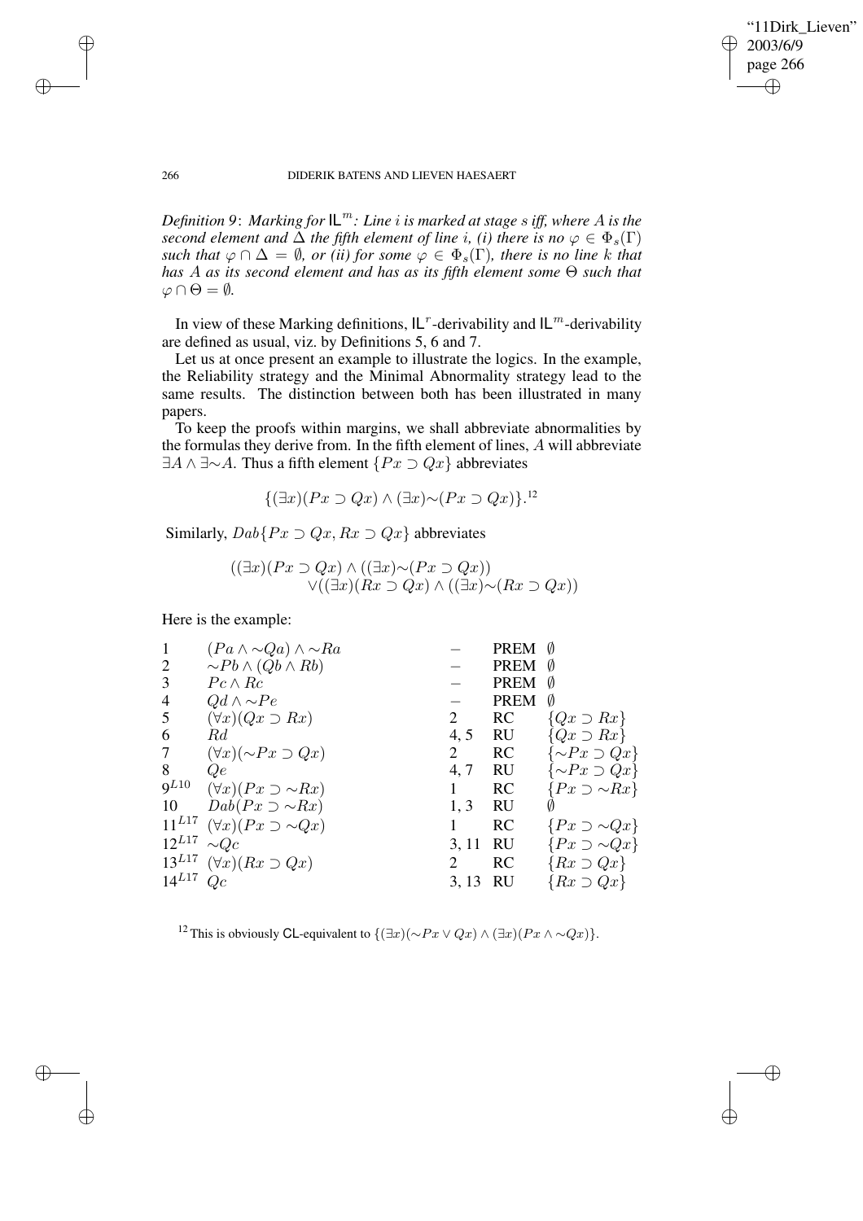*Definition 9*: *Marking for $\mathsf{IL}^m$: Line $i$ is marked at stage $s$ iff, where $A$ is the second element and $\Delta$ the fifth element of line $i$, (i) there is no $\varphi \in \Phi_s(\Gamma)$ such that $\varphi \cap \Delta = \emptyset$, or (ii) for some $\varphi \in \Phi_s(\Gamma)$, there is no line $k$ that has $A$ as its second element and has as its fifth element some $\Theta$ such that $\varphi \cap \Theta = \emptyset$.*

In view of these Marking definitions, $\mathsf{IL}^r$-derivability and $\mathsf{IL}^m$-derivability are defined as usual, viz. by Definitions 5, 6 and 7.

Let us at once present an example to illustrate the logics. In the example, the Reliability strategy and the Minimal Abnormality strategy lead to the same results. The distinction between both has been illustrated in many papers.

To keep the proofs within margins, we shall abbreviate abnormalities by the formulas they derive from. In the fifth element of lines, $A$ will abbreviate $\exists A \wedge \exists{\sim}A$. Thus a fifth element $\{Px \supset Qx\}$ abbreviates

$$\{(\exists x)(Px \supset Qx) \wedge (\exists x){\sim}(Px \supset Qx)\}.$$ [12]

Similarly, $Dab\{Px \supset Qx, Rx \supset Qx\}$ abbreviates

$$((\exists x)(Px \supset Qx) \wedge ((\exists x){\sim}(Px \supset Qx)) \\ \vee((\exists x)(Rx \supset Qx) \wedge ((\exists x){\sim}(Rx \supset Qx))$$

Here is the example:

| | | | | |
|---|---|---|---|---|
| 1 | $(Pa \wedge {\sim}Qa) \wedge {\sim}Ra$ | $-$ | PREM | $\emptyset$ |
| 2 | ${\sim}Pb \wedge (Qb \wedge Rb)$ | $-$ | PREM | $\emptyset$ |
| 3 | $Pc \wedge Rc$ | $-$ | PREM | $\emptyset$ |
| 4 | $Qd \wedge {\sim}Pe$ | $-$ | PREM | $\emptyset$ |
| 5 | $(\forall x)(Qx \supset Rx)$ | 2 | RC | $\{Qx \supset Rx\}$ |
| 6 | $Rd$ | 4, 5 | RU | $\{Qx \supset Rx\}$ |
| 7 | $(\forall x)({\sim}Px \supset Qx)$ | 2 | RC | $\{{\sim}Px \supset Qx\}$ |
| 8 | $Qe$ | 4, 7 | RU | $\{{\sim}Px \supset Qx\}$ |
| $9^{L10}$ | $(\forall x)(Px \supset {\sim}Rx)$ | 1 | RC | $\{Px \supset {\sim}Rx\}$ |
| 10 | $Dab(Px \supset {\sim}Rx)$ | 1, 3 | RU | $\emptyset$ |
| $11^{L17}$ | $(\forall x)(Px \supset {\sim}Qx)$ | 1 | RC | $\{Px \supset {\sim}Qx\}$ |
| $12^{L17}$ | ${\sim}Qc$ | 3, 11 | RU | $\{Px \supset {\sim}Qx\}$ |
| $13^{L17}$ | $(\forall x)(Rx \supset Qx)$ | 2 | RC | $\{Rx \supset Qx\}$ |
| $14^{L17}$ | $Qc$ | 3, 13 | RU | $\{Rx \supset Qx\}$ |

[12] This is obviously $\mathsf{CL}$-equivalent to $\{(\exists x)({\sim}Px \vee Qx) \wedge (\exists x)(Px \wedge {\sim}Qx)\}$.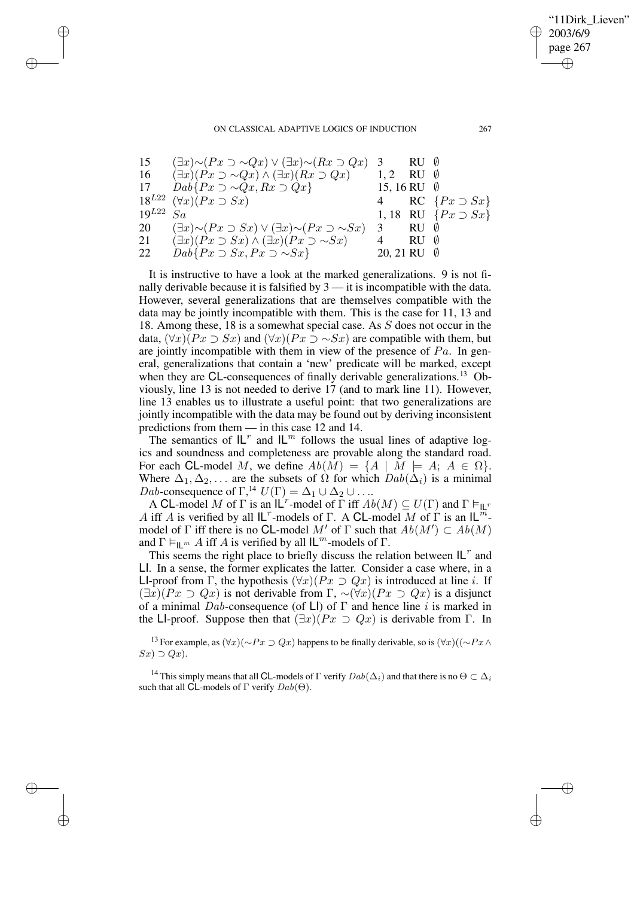| | | | | |
|---|---|---|---|---|
| 15 | $(\exists x){\sim}(Px \supset {\sim}Qx) \vee (\exists x){\sim}(Rx \supset Qx)$ | 3 | RU | $\emptyset$ |
| 16 | $(\exists x)(Px \supset {\sim}Qx) \wedge (\exists x)(Rx \supset Qx)$ | 1, 2 | RU | $\emptyset$ |
| 17 | $Dab\{Px \supset {\sim}Qx, Rx \supset Qx\}$ | 15, 16 | RU | $\emptyset$ |
| $18^{L22}$ | $(\forall x)(Px \supset Sx)$ | 4 | RC | $\{Px \supset Sx\}$ |
| $19^{L22}$ | $Sa$ | 1, 18 | RU | $\{Px \supset Sx\}$ |
| 20 | $(\exists x){\sim}(Px \supset Sx) \vee (\exists x){\sim}(Px \supset {\sim}Sx)$ | 3 | RU | $\emptyset$ |
| 21 | $(\exists x)(Px \supset Sx) \wedge (\exists x)(Px \supset {\sim}Sx)$ | 4 | RU | $\emptyset$ |
| 22 | $Dab\{Px \supset Sx, Px \supset {\sim}Sx\}$ | 20, 21 | RU | $\emptyset$ |

It is instructive to have a look at the marked generalizations. 9 is not finally derivable because it is falsified by 3 — it is incompatible with the data. However, several generalizations that are themselves compatible with the data may be jointly incompatible with them. This is the case for 11, 13 and 18. Among these, 18 is a somewhat special case. As $S$ does not occur in the data, $(\forall x)(Px \supset Sx)$ and $(\forall x)(Px \supset {\sim}Sx)$ are compatible with them, but are jointly incompatible with them in view of the presence of $Pa$. In general, generalizations that contain a 'new' predicate will be marked, except when they are CL-consequences of finally derivable generalizations.[13] Obviously, line 13 is not needed to derive 17 (and to mark line 11). However, line 13 enables us to illustrate a useful point: that two generalizations are jointly incompatible with the data may be found out by deriving inconsistent predictions from them — in this case 12 and 14.

The semantics of $\mathsf{IL}^r$ and $\mathsf{IL}^m$ follows the usual lines of adaptive logics and soundness and completeness are provable along the standard road. For each CL-model $M$, we define $Ab(M) = \{A \mid M \models A;\ A \in \Omega\}$. Where $\Delta_1, \Delta_2, \ldots$ are the subsets of $\Omega$ for which $Dab(\Delta_i)$ is a minimal $Dab$-consequence of $\Gamma$,[14] $U(\Gamma) = \Delta_1 \cup \Delta_2 \cup \ldots$.

A CL-model $M$ of $\Gamma$ is an $\mathsf{IL}^r$-model of $\Gamma$ iff $Ab(M) \subseteq U(\Gamma)$ and $\Gamma \vDash_{\mathsf{IL}^r} A$ iff $A$ is verified by all $\mathsf{IL}^r$-models of $\Gamma$. A CL-model $M$ of $\Gamma$ is an $\mathsf{IL}^m$-model of $\Gamma$ iff there is no CL-model $M'$ of $\Gamma$ such that $Ab(M') \subset Ab(M)$ and $\Gamma \vDash_{\mathsf{IL}^m} A$ iff $A$ is verified by all $\mathsf{IL}^m$-models of $\Gamma$.

This seems the right place to briefly discuss the relation between $\mathsf{IL}^r$ and LI. In a sense, the former explicates the latter. Consider a case where, in a LI-proof from $\Gamma$, the hypothesis $(\forall x)(Px \supset Qx)$ is introduced at line $i$. If $(\exists x)(Px \supset Qx)$ is not derivable from $\Gamma$, ${\sim}(\forall x)(Px \supset Qx)$ is a disjunct of a minimal $Dab$-consequence (of LI) of $\Gamma$ and hence line $i$ is marked in the LI-proof. Suppose then that $(\exists x)(Px \supset Qx)$ is derivable from $\Gamma$. In

[13] For example, as $(\forall x)({\sim}Px \supset Qx)$ happens to be finally derivable, so is $(\forall x)(({\sim}Px \wedge Sx) \supset Qx)$.

[14] This simply means that all CL-models of $\Gamma$ verify $Dab(\Delta_i)$ and that there is no $\Theta \subset \Delta_i$ such that all CL-models of $\Gamma$ verify $Dab(\Theta)$.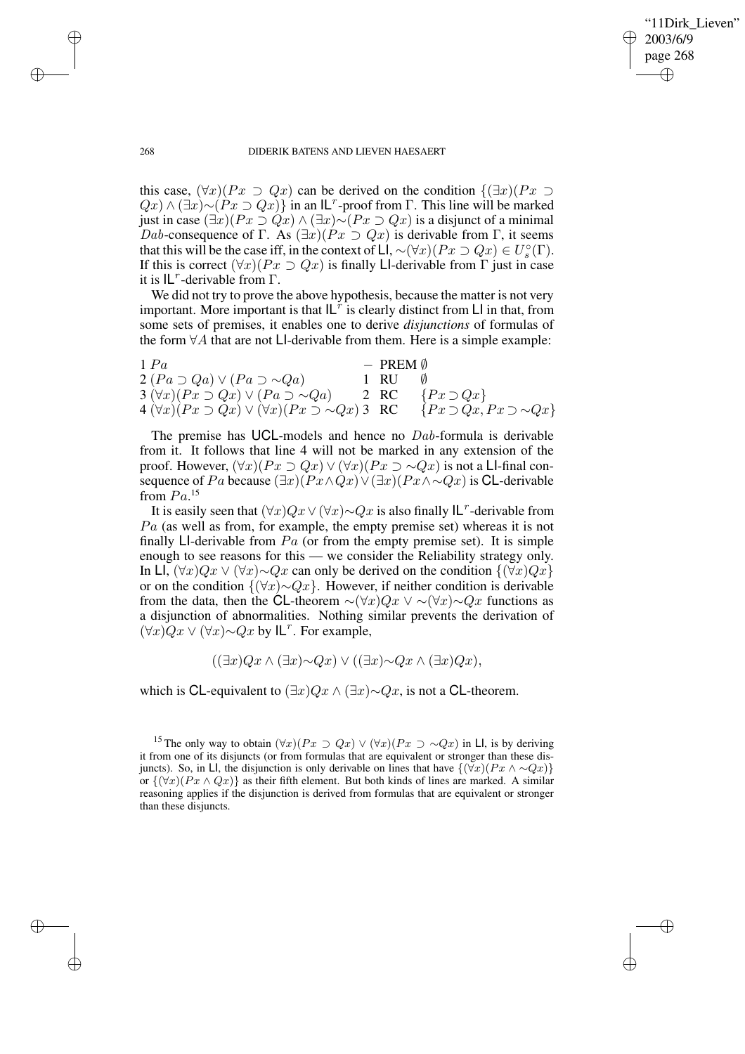this case, $(\forall x)(Px \supset Qx)$ can be derived on the condition $\{(\exists x)(Px \supset Qx) \wedge (\exists x){\sim}(Px \supset Qx)\}$ in an $\mathsf{IL}^r$-proof from $\Gamma$. This line will be marked just in case $(\exists x)(Px \supset Qx) \wedge (\exists x){\sim}(Px \supset Qx)$ is a disjunct of a minimal *Dab*-consequence of $\Gamma$. As $(\exists x)(Px \supset Qx)$ is derivable from $\Gamma$, it seems that this will be the case iff, in the context of $\mathsf{LI}$, ${\sim}(\forall x)(Px \supset Qx) \in U^{\circ}_s(\Gamma)$. If this is correct $(\forall x)(Px \supset Qx)$ is finally $\mathsf{LI}$-derivable from $\Gamma$ just in case it is $\mathsf{IL}^r$-derivable from $\Gamma$.

We did not try to prove the above hypothesis, because the matter is not very important. More important is that $\mathsf{IL}^r$ is clearly distinct from $\mathsf{LI}$ in that, from some sets of premises, it enables one to derive *disjunctions* of formulas of the form $\forall A$ that are not $\mathsf{LI}$-derivable from them. Here is a simple example:

| | | | | |
|---|---|---|---|---|
| 1 | $Pa$ | – | PREM | $\emptyset$ |
| 2 | $(Pa \supset Qa) \vee (Pa \supset {\sim}Qa)$ | 1 | RU | $\emptyset$ |
| 3 | $(\forall x)(Px \supset Qx) \vee (Pa \supset {\sim}Qa)$ | 2 | RC | $\{Px \supset Qx\}$ |
| 4 | $(\forall x)(Px \supset Qx) \vee (\forall x)(Px \supset {\sim}Qx)$ | 3 | RC | $\{Px \supset Qx, Px \supset {\sim}Qx\}$ |

The premise has $\mathsf{UCL}$-models and hence no *Dab*-formula is derivable from it. It follows that line 4 will not be marked in any extension of the proof. However, $(\forall x)(Px \supset Qx) \vee (\forall x)(Px \supset {\sim}Qx)$ is not a $\mathsf{LI}$-final consequence of $Pa$ because $(\exists x)(Px \wedge Qx) \vee (\exists x)(Px \wedge {\sim}Qx)$ is $\mathsf{CL}$-derivable from $Pa$.[15]

It is easily seen that $(\forall x)Qx \vee (\forall x){\sim}Qx$ is also finally $\mathsf{IL}^r$-derivable from $Pa$ (as well as from, for example, the empty premise set) whereas it is not finally $\mathsf{LI}$-derivable from $Pa$ (or from the empty premise set). It is simple enough to see reasons for this — we consider the Reliability strategy only. In $\mathsf{LI}$, $(\forall x)Qx \vee (\forall x){\sim}Qx$ can only be derived on the condition $\{(\forall x)Qx\}$ or on the condition $\{(\forall x){\sim}Qx\}$. However, if neither condition is derivable from the data, then the $\mathsf{CL}$-theorem ${\sim}(\forall x)Qx \vee {\sim}(\forall x){\sim}Qx$ functions as a disjunction of abnormalities. Nothing similar prevents the derivation of $(\forall x)Qx \vee (\forall x){\sim}Qx$ by $\mathsf{IL}^r$. For example,

$$((\exists x)Qx \wedge (\exists x){\sim}Qx) \vee ((\exists x){\sim}Qx \wedge (\exists x)Qx),$$

which is $\mathsf{CL}$-equivalent to $(\exists x)Qx \wedge (\exists x){\sim}Qx$, is not a $\mathsf{CL}$-theorem.

[15] The only way to obtain $(\forall x)(Px \supset Qx) \vee (\forall x)(Px \supset {\sim}Qx)$ in $\mathsf{LI}$, is by deriving it from one of its disjuncts (or from formulas that are equivalent or stronger than these disjuncts). So, in $\mathsf{LI}$, the disjunction is only derivable on lines that have $\{(\forall x)(Px \wedge {\sim}Qx)\}$ or $\{(\forall x)(Px \wedge Qx)\}$ as their fifth element. But both kinds of lines are marked. A similar reasoning applies if the disjunction is derived from formulas that are equivalent or stronger than these disjuncts.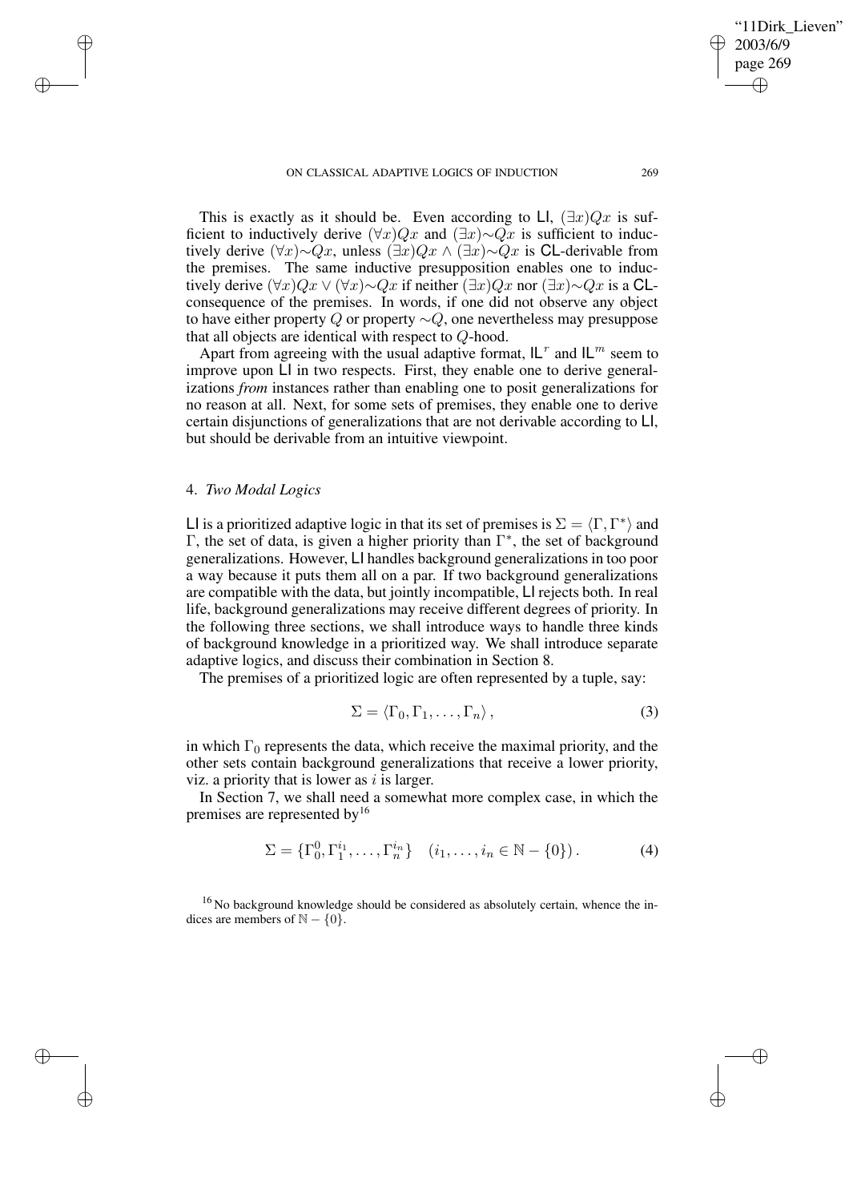This is exactly as it should be. Even according to LI, $(\exists x)Qx$ is sufficient to inductively derive $(\forall x)Qx$ and $(\exists x){\sim}Qx$ is sufficient to inductively derive $(\forall x){\sim}Qx$, unless $(\exists x)Qx \wedge (\exists x){\sim}Qx$ is CL-derivable from the premises. The same inductive presupposition enables one to inductively derive $(\forall x)Qx \vee (\forall x){\sim}Qx$ if neither $(\exists x)Qx$ nor $(\exists x){\sim}Qx$ is a CL-consequence of the premises. In words, if one did not observe any object to have either property $Q$ or property ${\sim}Q$, one nevertheless may presuppose that all objects are identical with respect to $Q$-hood.

Apart from agreeing with the usual adaptive format, $\mathsf{IL}^r$ and $\mathsf{IL}^m$ seem to improve upon LI in two respects. First, they enable one to derive generalizations *from* instances rather than enabling one to posit generalizations for no reason at all. Next, for some sets of premises, they enable one to derive certain disjunctions of generalizations that are not derivable according to LI, but should be derivable from an intuitive viewpoint.

## 4. *Two Modal Logics*

LI is a prioritized adaptive logic in that its set of premises is $\Sigma = \langle \Gamma, \Gamma^* \rangle$ and $\Gamma$, the set of data, is given a higher priority than $\Gamma^*$, the set of background generalizations. However, LI handles background generalizations in too poor a way because it puts them all on a par. If two background generalizations are compatible with the data, but jointly incompatible, LI rejects both. In real life, background generalizations may receive different degrees of priority. In the following three sections, we shall introduce ways to handle three kinds of background knowledge in a prioritized way. We shall introduce separate adaptive logics, and discuss their combination in Section 8.

The premises of a prioritized logic are often represented by a tuple, say:

$$\Sigma = \langle \Gamma_0, \Gamma_1, \ldots, \Gamma_n \rangle \,, \tag{3}$$

in which $\Gamma_0$ represents the data, which receive the maximal priority, and the other sets contain background generalizations that receive a lower priority, viz. a priority that is lower as $i$ is larger.

In Section 7, we shall need a somewhat more complex case, in which the premises are represented by[16]

$$\Sigma = \{\Gamma_0^0, \Gamma_1^{i_1}, \ldots, \Gamma_n^{i_n}\} \quad (i_1, \ldots, i_n \in \mathbb{N} - \{0\}) \,. \tag{4}$$

[16] No background knowledge should be considered as absolutely certain, whence the indices are members of $\mathbb{N} - \{0\}$.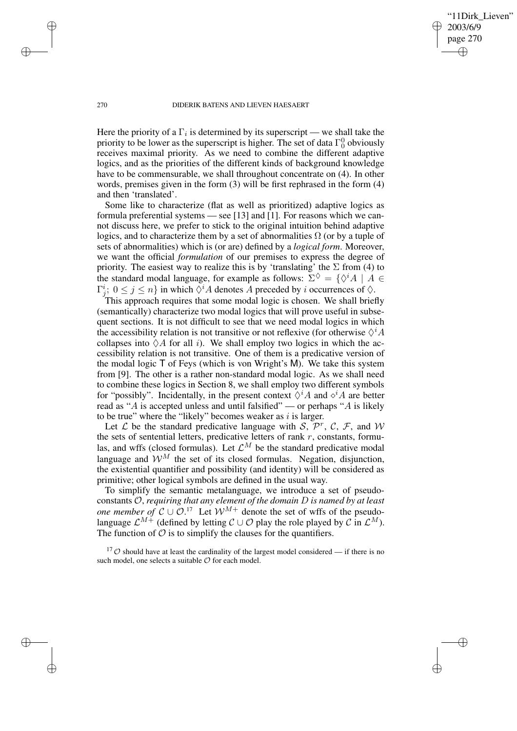Here the priority of a $\Gamma_i$ is determined by its superscript — we shall take the priority to be lower as the superscript is higher. The set of data $\Gamma_0^0$ obviously receives maximal priority. As we need to combine the different adaptive logics, and as the priorities of the different kinds of background knowledge have to be commensurable, we shall throughout concentrate on (4). In other words, premises given in the form (3) will be first rephrased in the form (4) and then 'translated'.

Some like to characterize (flat as well as prioritized) adaptive logics as formula preferential systems — see [13] and [1]. For reasons which we cannot discuss here, we prefer to stick to the original intuition behind adaptive logics, and to characterize them by a set of abnormalities $\Omega$ (or by a tuple of sets of abnormalities) which is (or are) defined by a *logical form*. Moreover, we want the official *formulation* of our premises to express the degree of priority. The easiest way to realize this is by 'translating' the $\Sigma$ from (4) to the standard modal language, for example as follows: $\Sigma^{\Diamond} = \{\Diamond^i A \mid A \in \Gamma_j^i;\ 0 \leq j \leq n\}$ in which $\Diamond^i A$ denotes $A$ preceded by $i$ occurrences of $\Diamond$.

This approach requires that some modal logic is chosen. We shall briefly (semantically) characterize two modal logics that will prove useful in subsequent sections. It is not difficult to see that we need modal logics in which the accessibility relation is not transitive or not reflexive (for otherwise $\Diamond^i A$ collapses into $\Diamond A$ for all $i$). We shall employ two logics in which the accessibility relation is not transitive. One of them is a predicative version of the modal logic T of Feys (which is von Wright's M). We take this system from [9]. The other is a rather non-standard modal logic. As we shall need to combine these logics in Section 8, we shall employ two different symbols for "possibly". Incidentally, in the present context $\Diamond^i A$ and $\diamond^i A$ are better read as "$A$ is accepted unless and until falsified" — or perhaps "$A$ is likely to be true" where the "likely" becomes weaker as $i$ is larger.

Let $\mathcal{L}$ be the standard predicative language with $\mathcal{S}$, $\mathcal{P}^r$, $\mathcal{C}$, $\mathcal{F}$, and $\mathcal{W}$ the sets of sentential letters, predicative letters of rank $r$, constants, formulas, and wffs (closed formulas). Let $\mathcal{L}^M$ be the standard predicative modal language and $\mathcal{W}^M$ the set of its closed formulas. Negation, disjunction, the existential quantifier and possibility (and identity) will be considered as primitive; other logical symbols are defined in the usual way.

To simplify the semantic metalanguage, we introduce a set of pseudo-constants $\mathcal{O}$, *requiring that any element of the domain $D$ is named by at least one member of $\mathcal{C} \cup \mathcal{O}$*.[17] Let $\mathcal{W}^{M+}$ denote the set of wffs of the pseudo-language $\mathcal{L}^{M+}$ (defined by letting $\mathcal{C} \cup \mathcal{O}$ play the role played by $\mathcal{C}$ in $\mathcal{L}^M$). The function of $\mathcal{O}$ is to simplify the clauses for the quantifiers.

[17] $\mathcal{O}$ should have at least the cardinality of the largest model considered — if there is no such model, one selects a suitable $\mathcal{O}$ for each model.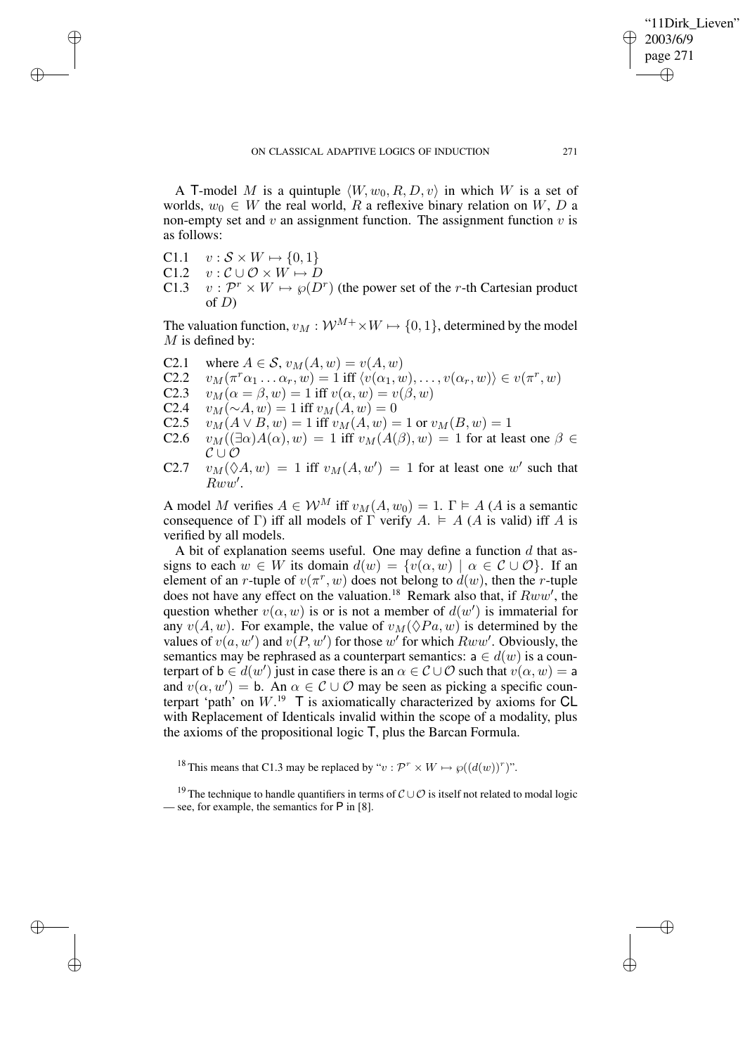A $\mathsf{T}$-model $M$ is a quintuple $\langle W, w_0, R, D, v\rangle$ in which $W$ is a set of worlds, $w_0 \in W$ the real world, $R$ a reflexive binary relation on $W$, $D$ a non-empty set and $v$ an assignment function. The assignment function $v$ is as follows:

C1.1 $\quad v : \mathcal{S} \times W \mapsto \{0, 1\}$

C1.2 $\quad v : \mathcal{C} \cup \mathcal{O} \times W \mapsto D$

C1.3 $\quad v : \mathcal{P}^r \times W \mapsto \wp(D^r)$ (the power set of the $r$-th Cartesian product of $D$)

The valuation function, $v_M : \mathcal{W}^{M+} \times W \mapsto \{0, 1\}$, determined by the model $M$ is defined by:

C2.1 $\quad$ where $A \in \mathcal{S}$, $v_M(A, w) = v(A, w)$

C2.2 $\quad v_M(\pi^r\alpha_1 \ldots \alpha_r, w) = 1$ iff $\langle v(\alpha_1, w), \ldots, v(\alpha_r, w)\rangle \in v(\pi^r, w)$

C2.3 $\quad v_M(\alpha = \beta, w) = 1$ iff $v(\alpha, w) = v(\beta, w)$

C2.4 $\quad v_M(\sim A, w) = 1$ iff $v_M(A, w) = 0$

C2.5 $\quad v_M(A \vee B, w) = 1$ iff $v_M(A, w) = 1$ or $v_M(B, w) = 1$

C2.6 $\quad v_M((\exists\alpha)A(\alpha), w) = 1$ iff $v_M(A(\beta), w) = 1$ for at least one $\beta \in \mathcal{C} \cup \mathcal{O}$

C2.7 $\quad v_M(\Diamond A, w) = 1$ iff $v_M(A, w') = 1$ for at least one $w'$ such that $Rww'$.

A model $M$ verifies $A \in \mathcal{W}^M$ iff $v_M(A, w_0) = 1$. $\Gamma \vDash A$ ($A$ is a semantic consequence of $\Gamma$) iff all models of $\Gamma$ verify $A$. $\vDash A$ ($A$ is valid) iff $A$ is verified by all models.

A bit of explanation seems useful. One may define a function $d$ that assigns to each $w \in W$ its domain $d(w) = \{v(\alpha, w) \mid \alpha \in \mathcal{C} \cup \mathcal{O}\}$. If an element of an $r$-tuple of $v(\pi^r, w)$ does not belong to $d(w)$, then the $r$-tuple does not have any effect on the valuation.[18] Remark also that, if $Rww'$, the question whether $v(\alpha, w)$ is or is not a member of $d(w')$ is immaterial for any $v(A, w)$. For example, the value of $v_M(\Diamond Pa, w)$ is determined by the values of $v(a, w')$ and $v(P, w')$ for those $w'$ for which $Rww'$. Obviously, the semantics may be rephrased as a counterpart semantics: $\mathsf{a} \in d(w)$ is a counterpart of $\mathsf{b} \in d(w')$ just in case there is an $\alpha \in \mathcal{C} \cup \mathcal{O}$ such that $v(\alpha, w) = \mathsf{a}$ and $v(\alpha, w') = \mathsf{b}$. An $\alpha \in \mathcal{C} \cup \mathcal{O}$ may be seen as picking a specific counterpart 'path' on $W$.[19] $\mathsf{T}$ is axiomatically characterized by axioms for $\mathsf{CL}$ with Replacement of Identicals invalid within the scope of a modality, plus the axioms of the propositional logic $\mathsf{T}$, plus the Barcan Formula.

[18] This means that C1.3 may be replaced by "$v : \mathcal{P}^r \times W \mapsto \wp((d(w))^r)$".

[19] The technique to handle quantifiers in terms of $\mathcal{C} \cup \mathcal{O}$ is itself not related to modal logic — see, for example, the semantics for $\mathsf{P}$ in [8].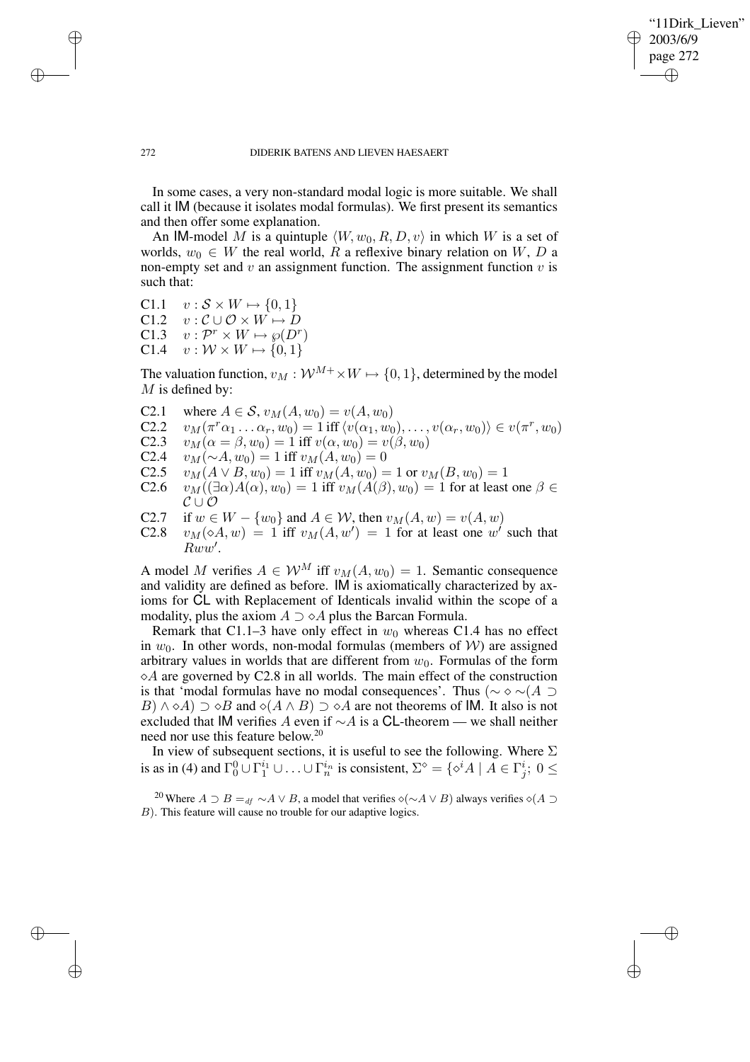In some cases, a very non-standard modal logic is more suitable. We shall call it IM (because it isolates modal formulas). We first present its semantics and then offer some explanation.

An IM-model $M$ is a quintuple $\langle W, w_0, R, D, v\rangle$ in which $W$ is a set of worlds, $w_0 \in W$ the real world, $R$ a reflexive binary relation on $W$, $D$ a non-empty set and $v$ an assignment function. The assignment function $v$ is such that:

C1.1 $\quad v : \mathcal{S} \times W \mapsto \{0, 1\}$
C1.2 $\quad v : \mathcal{C} \cup \mathcal{O} \times W \mapsto D$
C1.3 $\quad v : \mathcal{P}^r \times W \mapsto \wp(D^r)$
C1.4 $\quad v : \mathcal{W} \times W \mapsto \{0, 1\}$

The valuation function, $v_M : \mathcal{W}^{M+} \times W \mapsto \{0, 1\}$, determined by the model $M$ is defined by:

C2.1 $\quad$ where $A \in \mathcal{S}$, $v_M(A, w_0) = v(A, w_0)$
C2.2 $\quad v_M(\pi^r\alpha_1 \ldots \alpha_r, w_0) = 1$ iff $\langle v(\alpha_1, w_0), \ldots, v(\alpha_r, w_0)\rangle \in v(\pi^r, w_0)$
C2.3 $\quad v_M(\alpha = \beta, w_0) = 1$ iff $v(\alpha, w_0) = v(\beta, w_0)$
C2.4 $\quad v_M(\sim A, w_0) = 1$ iff $v_M(A, w_0) = 0$
C2.5 $\quad v_M(A \vee B, w_0) = 1$ iff $v_M(A, w_0) = 1$ or $v_M(B, w_0) = 1$
C2.6 $\quad v_M((\exists\alpha)A(\alpha), w_0) = 1$ iff $v_M(A(\beta), w_0) = 1$ for at least one $\beta \in \mathcal{C} \cup \mathcal{O}$
C2.7 $\quad$ if $w \in W - \{w_0\}$ and $A \in \mathcal{W}$, then $v_M(A, w) = v(A, w)$
C2.8 $\quad v_M(\diamond A, w) = 1$ iff $v_M(A, w') = 1$ for at least one $w'$ such that $Rww'$.

A model $M$ verifies $A \in \mathcal{W}^M$ iff $v_M(A, w_0) = 1$. Semantic consequence and validity are defined as before. IM is axiomatically characterized by axioms for CL with Replacement of Identicals invalid within the scope of a modality, plus the axiom $A \supset \diamond A$ plus the Barcan Formula.

Remark that C1.1–3 have only effect in $w_0$ whereas C1.4 has no effect in $w_0$. In other words, non-modal formulas (members of $\mathcal{W}$) are assigned arbitrary values in worlds that are different from $w_0$. Formulas of the form $\diamond A$ are governed by C2.8 in all worlds. The main effect of the construction is that 'modal formulas have no modal consequences'. Thus $(\sim \diamond \sim(A \supset B) \wedge \diamond A) \supset \diamond B$ and $\diamond(A \wedge B) \supset \diamond A$ are not theorems of IM. It also is not excluded that IM verifies $A$ even if $\sim A$ is a CL-theorem — we shall neither need nor use this feature below.[20]

In view of subsequent sections, it is useful to see the following. Where $\Sigma$ is as in (4) and $\Gamma_0^0 \cup \Gamma_1^{i_1} \cup \ldots \cup \Gamma_n^{i_n}$ is consistent, $\Sigma^\diamond = \{\diamond^i A \mid A \in \Gamma_j^i;\ 0 \leq$

[20] Where $A \supset B =_{df} \sim A \vee B$, a model that verifies $\diamond(\sim A \vee B)$ always verifies $\diamond(A \supset B)$. This feature will cause no trouble for our adaptive logics.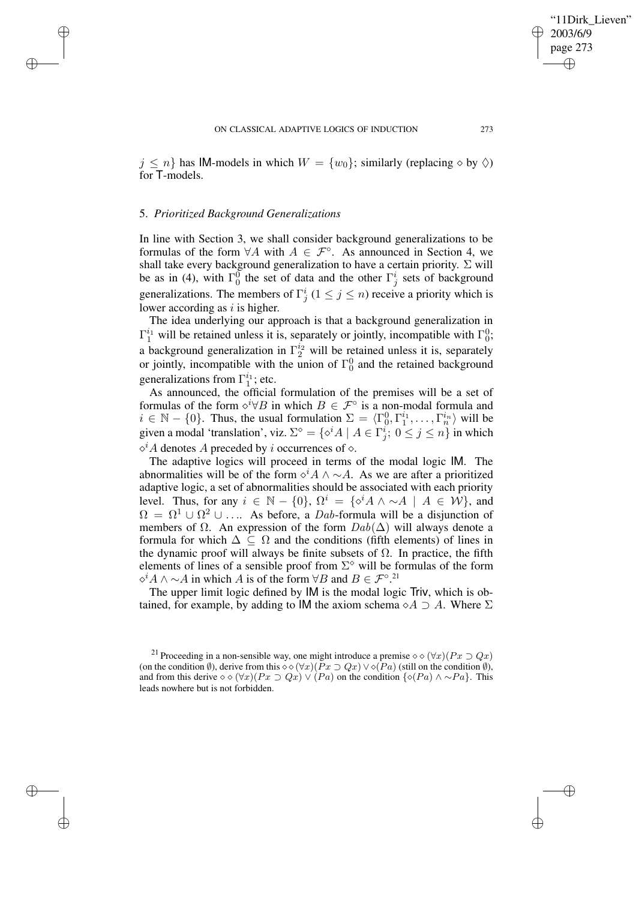$j \leq n\}$ has IM-models in which $W = \{w_0\}$; similarly (replacing $\diamond$ by $\Diamond$) for T-models.

### 5. *Prioritized Background Generalizations*

In line with Section 3, we shall consider background generalizations to be formulas of the form $\forall A$ with $A \in \mathcal{F}^\circ$. As announced in Section 4, we shall take every background generalization to have a certain priority. $\Sigma$ will be as in (4), with $\Gamma_0^0$ the set of data and the other $\Gamma_j^i$ sets of background generalizations. The members of $\Gamma_j^i$ $(1 \leq j \leq n)$ receive a priority which is lower according as $i$ is higher.

The idea underlying our approach is that a background generalization in $\Gamma_1^{i_1}$ will be retained unless it is, separately or jointly, incompatible with $\Gamma_0^0$; a background generalization in $\Gamma_2^{i_2}$ will be retained unless it is, separately or jointly, incompatible with the union of $\Gamma_0^0$ and the retained background generalizations from $\Gamma_1^{i_1}$; etc.

As announced, the official formulation of the premises will be a set of formulas of the form $\diamond^i \forall B$ in which $B \in \mathcal{F}^\circ$ is a non-modal formula and $i \in \mathbb{N} - \{0\}$. Thus, the usual formulation $\Sigma = \langle \Gamma_0^0, \Gamma_1^{i_1}, \ldots, \Gamma_n^{i_n} \rangle$ will be given a modal 'translation', viz. $\Sigma^\diamond = \{\diamond^i A \mid A \in \Gamma_j^i;\ 0 \leq j \leq n\}$ in which $\diamond^i A$ denotes $A$ preceded by $i$ occurrences of $\diamond$.

The adaptive logics will proceed in terms of the modal logic IM. The abnormalities will be of the form $\diamond^i A \wedge \sim A$. As we are after a prioritized adaptive logic, a set of abnormalities should be associated with each priority level. Thus, for any $i \in \mathbb{N} - \{0\}$, $\Omega^i = \{\diamond^i A \wedge \sim A \mid A \in \mathcal{W}\}$, and $\Omega = \Omega^1 \cup \Omega^2 \cup \ldots$. As before, a $Dab$-formula will be a disjunction of members of $\Omega$. An expression of the form $Dab(\Delta)$ will always denote a formula for which $\Delta \subseteq \Omega$ and the conditions (fifth elements) of lines in the dynamic proof will always be finite subsets of $\Omega$. In practice, the fifth elements of lines of a sensible proof from $\Sigma^\diamond$ will be formulas of the form $\diamond^i A \wedge \sim A$ in which $A$ is of the form $\forall B$ and $B \in \mathcal{F}^\circ$.[21]

The upper limit logic defined by IM is the modal logic Triv, which is obtained, for example, by adding to IM the axiom schema $\diamond A \supset A$. Where $\Sigma$

[21] Proceeding in a non-sensible way, one might introduce a premise $\diamond\diamond(\forall x)(Px \supset Qx)$ (on the condition $\emptyset$), derive from this $\diamond\diamond(\forall x)(Px \supset Qx) \vee \diamond(Pa)$ (still on the condition $\emptyset$), and from this derive $\diamond\diamond(\forall x)(Px \supset Qx) \vee (Pa)$ on the condition $\{\diamond(Pa) \wedge \sim Pa\}$. This leads nowhere but is not forbidden.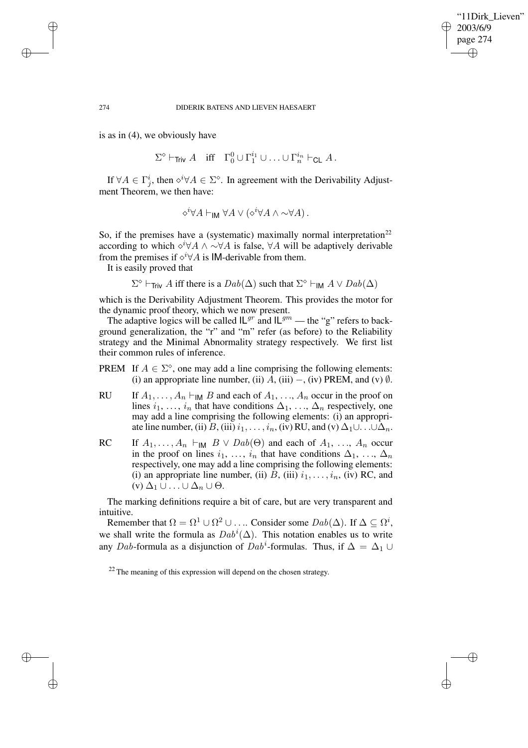is as in (4), we obviously have

$$\Sigma^{\diamond} \vdash_{\mathsf{Triv}} A \quad \text{iff} \quad \Gamma_0^0 \cup \Gamma_1^{i_1} \cup \ldots \cup \Gamma_n^{i_n} \vdash_{\mathsf{CL}} A\,.$$

If $\forall A \in \Gamma_j^i$, then $\diamond^i \forall A \in \Sigma^{\diamond}$. In agreement with the Derivability Adjustment Theorem, we then have:

$$\diamond^i \forall A \vdash_{\mathsf{IM}} \forall A \vee (\diamond^i \forall A \wedge {\sim}\forall A)\,.$$

So, if the premises have a (systematic) maximally normal interpretation[22] according to which $\diamond^i \forall A \wedge {\sim}\forall A$ is false, $\forall A$ will be adaptively derivable from the premises if $\diamond^i \forall A$ is IM-derivable from them.

It is easily proved that

$\Sigma^{\diamond} \vdash_{\mathsf{Triv}} A$ iff there is a $Dab(\Delta)$ such that $\Sigma^{\diamond} \vdash_{\mathsf{IM}} A \vee Dab(\Delta)$

which is the Derivability Adjustment Theorem. This provides the motor for the dynamic proof theory, which we now present.

The adaptive logics will be called $\mathsf{IL}^{gr}$ and $\mathsf{IL}^{gm}$ — the "g" refers to background generalization, the "r" and "m" refer (as before) to the Reliability strategy and the Minimal Abnormality strategy respectively. We first list their common rules of inference.

PREM If $A \in \Sigma^{\diamond}$, one may add a line comprising the following elements: (i) an appropriate line number, (ii) $A$, (iii) $-$, (iv) PREM, and (v) $\emptyset$.

RU If $A_1, \ldots, A_n \vdash_{\mathsf{IM}} B$ and each of $A_1, \ldots, A_n$ occur in the proof on lines $i_1, \ldots, i_n$ that have conditions $\Delta_1, \ldots, \Delta_n$ respectively, one may add a line comprising the following elements: (i) an appropriate line number, (ii) $B$, (iii) $i_1, \ldots, i_n$, (iv) RU, and (v) $\Delta_1 \cup \ldots \cup \Delta_n$.

RC If $A_1, \ldots, A_n \vdash_{\mathsf{IM}} B \vee Dab(\Theta)$ and each of $A_1, \ldots, A_n$ occur in the proof on lines $i_1, \ldots, i_n$ that have conditions $\Delta_1, \ldots, \Delta_n$ respectively, one may add a line comprising the following elements: (i) an appropriate line number, (ii) $B$, (iii) $i_1, \ldots, i_n$, (iv) RC, and (v) $\Delta_1 \cup \ldots \cup \Delta_n \cup \Theta$.

The marking definitions require a bit of care, but are very transparent and intuitive.

Remember that $\Omega = \Omega^1 \cup \Omega^2 \cup \ldots$. Consider some $Dab(\Delta)$. If $\Delta \subseteq \Omega^i$, we shall write the formula as $Dab^i(\Delta)$. This notation enables us to write any $Dab$-formula as a disjunction of $Dab^i$-formulas. Thus, if $\Delta = \Delta_1 \cup$

[22] The meaning of this expression will depend on the chosen strategy.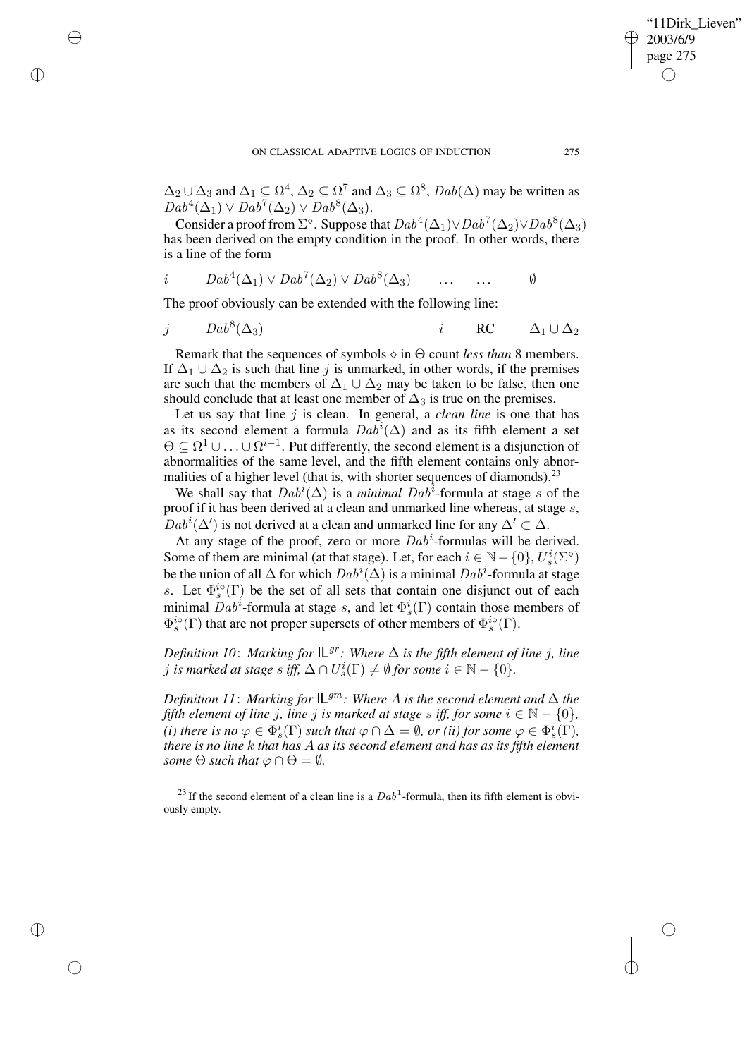$\Delta_2 \cup \Delta_3$ and $\Delta_1 \subseteq \Omega^4$, $\Delta_2 \subseteq \Omega^7$ and $\Delta_3 \subseteq \Omega^8$, $Dab(\Delta)$ may be written as $Dab^4(\Delta_1) \vee Dab^7(\Delta_2) \vee Dab^8(\Delta_3)$.

Consider a proof from $\Sigma^\diamond$. Suppose that $Dab^4(\Delta_1) \vee Dab^7(\Delta_2) \vee Dab^8(\Delta_3)$ has been derived on the empty condition in the proof. In other words, there is a line of the form

| | | | | |
|---|---|---|---|---|
| $i$ | $Dab^4(\Delta_1) \vee Dab^7(\Delta_2) \vee Dab^8(\Delta_3)$ | $\ldots$ | $\ldots$ | $\emptyset$ |

The proof obviously can be extended with the following line:

| | | | | |
|---|---|---|---|---|
| $j$ | $Dab^8(\Delta_3)$ | $i$ | RC | $\Delta_1 \cup \Delta_2$ |

Remark that the sequences of symbols $\diamond$ in $\Theta$ count *less than* 8 members. If $\Delta_1 \cup \Delta_2$ is such that line $j$ is unmarked, in other words, if the premises are such that the members of $\Delta_1 \cup \Delta_2$ may be taken to be false, then one should conclude that at least one member of $\Delta_3$ is true on the premises.

Let us say that line $j$ is clean. In general, a *clean line* is one that has as its second element a formula $Dab^i(\Delta)$ and as its fifth element a set $\Theta \subseteq \Omega^1 \cup \ldots \cup \Omega^{i-1}$. Put differently, the second element is a disjunction of abnormalities of the same level, and the fifth element contains only abnormalities of a higher level (that is, with shorter sequences of diamonds).[23]

We shall say that $Dab^i(\Delta)$ is a *minimal* $Dab^i$-formula at stage $s$ of the proof if it has been derived at a clean and unmarked line whereas, at stage $s$, $Dab^i(\Delta')$ is not derived at a clean and unmarked line for any $\Delta' \subset \Delta$.

At any stage of the proof, zero or more $Dab^i$-formulas will be derived. Some of them are minimal (at that stage). Let, for each $i \in \mathbb{N} - \{0\}$, $U^i_s(\Sigma^\diamond)$ be the union of all $\Delta$ for which $Dab^i(\Delta)$ is a minimal $Dab^i$-formula at stage $s$. Let $\Phi^{i\circ}_s(\Gamma)$ be the set of all sets that contain one disjunct out of each minimal $Dab^i$-formula at stage $s$, and let $\Phi^i_s(\Gamma)$ contain those members of $\Phi^{i\circ}_s(\Gamma)$ that are not proper supersets of other members of $\Phi^{i\circ}_s(\Gamma)$.

*Definition 10*: *Marking for* $\mathsf{IL}^{gr}$*: Where* $\Delta$ *is the fifth element of line* $j$*, line* $j$ *is marked at stage* $s$ *iff,* $\Delta \cap U^i_s(\Gamma) \neq \emptyset$ *for some* $i \in \mathbb{N} - \{0\}$.

*Definition 11*: *Marking for* $\mathsf{IL}^{gm}$*: Where* $A$ *is the second element and* $\Delta$ *the fifth element of line* $j$*, line* $j$ *is marked at stage* $s$ *iff, for some* $i \in \mathbb{N} - \{0\}$*, (i) there is no* $\varphi \in \Phi^i_s(\Gamma)$ *such that* $\varphi \cap \Delta = \emptyset$*, or (ii) for some* $\varphi \in \Phi^i_s(\Gamma)$*, there is no line* $k$ *that has* $A$ *as its second element and has as its fifth element some* $\Theta$ *such that* $\varphi \cap \Theta = \emptyset$.

[23] If the second element of a clean line is a $Dab^1$-formula, then its fifth element is obviously empty.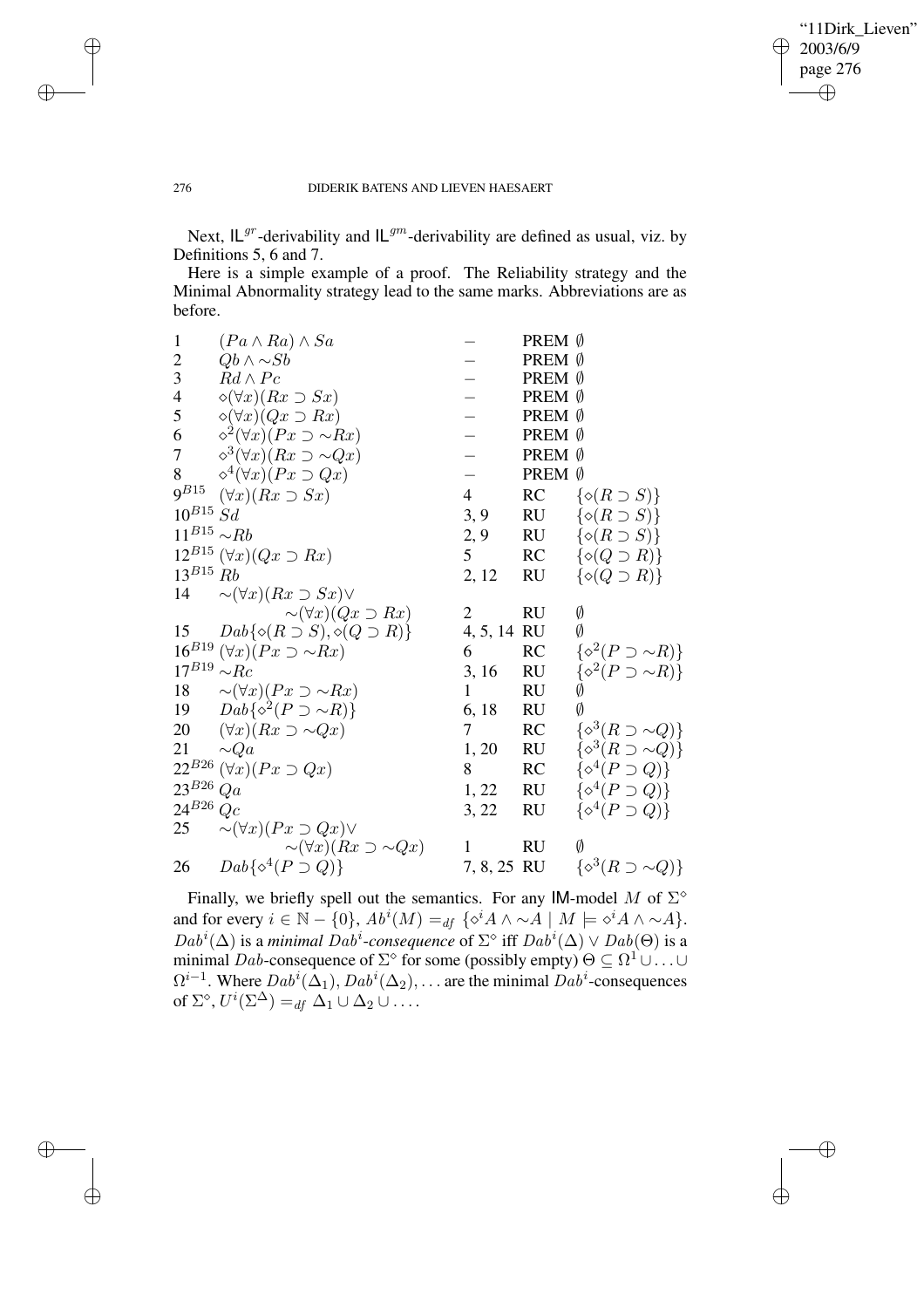Next, $\mathsf{IL}^{gr}$-derivability and $\mathsf{IL}^{gm}$-derivability are defined as usual, viz. by Definitions 5, 6 and 7.

Here is a simple example of a proof. The Reliability strategy and the Minimal Abnormality strategy lead to the same marks. Abbreviations are as before.

| | | | | |
|---|---|---|---|---|
| 1 | $(Pa \wedge Ra) \wedge Sa$ | $-$ | PREM | $\emptyset$ |
| 2 | $Qb \wedge {\sim}Sb$ | $-$ | PREM | $\emptyset$ |
| 3 | $Rd \wedge Pc$ | $-$ | PREM | $\emptyset$ |
| 4 | $\diamond(\forall x)(Rx \supset Sx)$ | $-$ | PREM | $\emptyset$ |
| 5 | $\diamond(\forall x)(Qx \supset Rx)$ | $-$ | PREM | $\emptyset$ |
| 6 | $\diamond^2(\forall x)(Px \supset {\sim}Rx)$ | $-$ | PREM | $\emptyset$ |
| 7 | $\diamond^3(\forall x)(Rx \supset {\sim}Qx)$ | $-$ | PREM | $\emptyset$ |
| 8 | $\diamond^4(\forall x)(Px \supset Qx)$ | $-$ | PREM | $\emptyset$ |
| $9^{B15}$ | $(\forall x)(Rx \supset Sx)$ | 4 | RC | $\{\diamond(R \supset S)\}$ |
| $10^{B15}$ | $Sd$ | 3, 9 | RU | $\{\diamond(R \supset S)\}$ |
| $11^{B15}$ | ${\sim}Rb$ | 2, 9 | RU | $\{\diamond(R \supset S)\}$ |
| $12^{B15}$ | $(\forall x)(Qx \supset Rx)$ | 5 | RC | $\{\diamond(Q \supset R)\}$ |
| $13^{B15}$ | $Rb$ | 2, 12 | RU | $\{\diamond(Q \supset R)\}$ |
| 14 | ${\sim}(\forall x)(Rx \supset Sx) \vee {\sim}(\forall x)(Qx \supset Rx)$ | 2 | RU | $\emptyset$ |
| 15 | $Dab\{\diamond(R \supset S), \diamond(Q \supset R)\}$ | 4, 5, 14 | RU | $\emptyset$ |
| $16^{B19}$ | $(\forall x)(Px \supset {\sim}Rx)$ | 6 | RC | $\{\diamond^2(P \supset {\sim}R)\}$ |
| $17^{B19}$ | ${\sim}Rc$ | 3, 16 | RU | $\{\diamond^2(P \supset {\sim}R)\}$ |
| 18 | ${\sim}(\forall x)(Px \supset {\sim}Rx)$ | 1 | RU | $\emptyset$ |
| 19 | $Dab\{\diamond^2(P \supset {\sim}R)\}$ | 6, 18 | RU | $\emptyset$ |
| 20 | $(\forall x)(Rx \supset {\sim}Qx)$ | 7 | RC | $\{\diamond^3(R \supset {\sim}Q)\}$ |
| 21 | ${\sim}Qa$ | 1, 20 | RU | $\{\diamond^3(R \supset {\sim}Q)\}$ |
| $22^{B26}$ | $(\forall x)(Px \supset Qx)$ | 8 | RC | $\{\diamond^4(P \supset Q)\}$ |
| $23^{B26}$ | $Qa$ | 1, 22 | RU | $\{\diamond^4(P \supset Q)\}$ |
| $24^{B26}$ | $Qc$ | 3, 22 | RU | $\{\diamond^4(P \supset Q)\}$ |
| 25 | ${\sim}(\forall x)(Px \supset Qx) \vee {\sim}(\forall x)(Rx \supset {\sim}Qx)$ | 1 | RU | $\emptyset$ |
| 26 | $Dab\{\diamond^4(P \supset Q)\}$ | 7, 8, 25 | RU | $\{\diamond^3(R \supset {\sim}Q)\}$ |

Finally, we briefly spell out the semantics. For any $\mathsf{IM}$-model $M$ of $\Sigma^\diamond$ and for every $i \in \mathbb{N} - \{0\}$, $Ab^i(M) =_{df} \{\diamond^i A \wedge {\sim}A \mid M \models \diamond^i A \wedge {\sim}A\}$. $Dab^i(\Delta)$ is a *minimal $Dab^i$-consequence* of $\Sigma^\diamond$ iff $Dab^i(\Delta) \vee Dab(\Theta)$ is a minimal $Dab$-consequence of $\Sigma^\diamond$ for some (possibly empty) $\Theta \subseteq \Omega^1 \cup \ldots \cup \Omega^{i-1}$. Where $Dab^i(\Delta_1), Dab^i(\Delta_2), \ldots$ are the minimal $Dab^i$-consequences of $\Sigma^\diamond$, $U^i(\Sigma^\Delta) =_{df} \Delta_1 \cup \Delta_2 \cup \ldots$.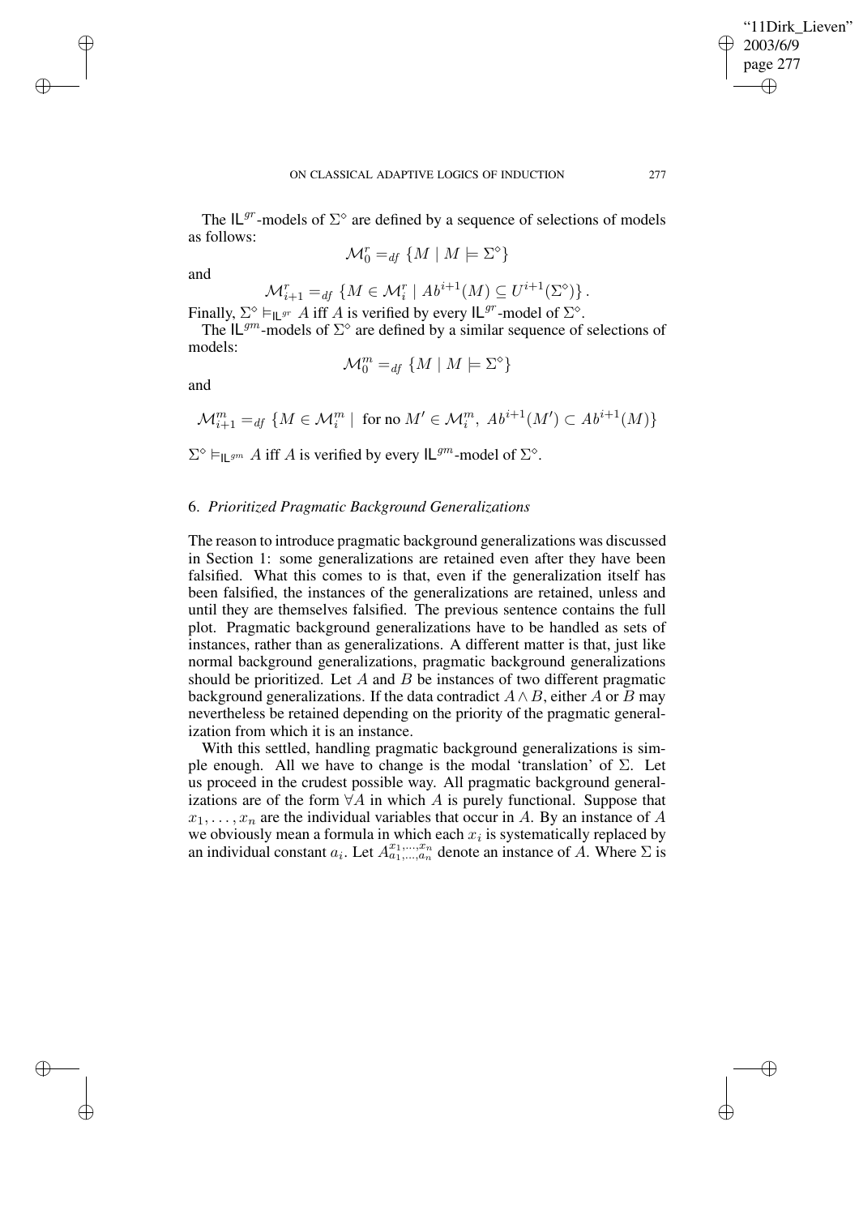The $\mathsf{IL}^{gr}$-models of $\Sigma^{\diamond}$ are defined by a sequence of selections of models as follows:

$$\mathcal{M}^r_0 =_{df} \{M \mid M \models \Sigma^{\diamond}\}$$

and

$$\mathcal{M}^r_{i+1} =_{df} \{M \in \mathcal{M}^r_i \mid Ab^{i+1}(M) \subseteq U^{i+1}(\Sigma^{\diamond})\}\,.$$

Finally, $\Sigma^{\diamond} \models_{\mathsf{IL}^{gr}} A$ iff $A$ is verified by every $\mathsf{IL}^{gr}$-model of $\Sigma^{\diamond}$.

The $\mathsf{IL}^{gm}$-models of $\Sigma^{\diamond}$ are defined by a similar sequence of selections of models:

$$\mathcal{M}^m_0 =_{df} \{M \mid M \models \Sigma^{\diamond}\}$$

and

$$\mathcal{M}^m_{i+1} =_{df} \{M \in \mathcal{M}^m_i \mid \text{ for no } M' \in \mathcal{M}^m_i,\ Ab^{i+1}(M') \subset Ab^{i+1}(M)\}$$

$\Sigma^{\diamond} \models_{\mathsf{IL}^{gm}} A$ iff $A$ is verified by every $\mathsf{IL}^{gm}$-model of $\Sigma^{\diamond}$.

## 6. *Prioritized Pragmatic Background Generalizations*

The reason to introduce pragmatic background generalizations was discussed in Section 1: some generalizations are retained even after they have been falsified. What this comes to is that, even if the generalization itself has been falsified, the instances of the generalizations are retained, unless and until they are themselves falsified. The previous sentence contains the full plot. Pragmatic background generalizations have to be handled as sets of instances, rather than as generalizations. A different matter is that, just like normal background generalizations, pragmatic background generalizations should be prioritized. Let $A$ and $B$ be instances of two different pragmatic background generalizations. If the data contradict $A \wedge B$, either $A$ or $B$ may nevertheless be retained depending on the priority of the pragmatic generalization from which it is an instance.

With this settled, handling pragmatic background generalizations is simple enough. All we have to change is the modal 'translation' of $\Sigma$. Let us proceed in the crudest possible way. All pragmatic background generalizations are of the form $\forall A$ in which $A$ is purely functional. Suppose that $x_1, \ldots, x_n$ are the individual variables that occur in $A$. By an instance of $A$ we obviously mean a formula in which each $x_i$ is systematically replaced by an individual constant $a_i$. Let $A^{x_1,\ldots,x_n}_{a_1,\ldots,a_n}$ denote an instance of $A$. Where $\Sigma$ is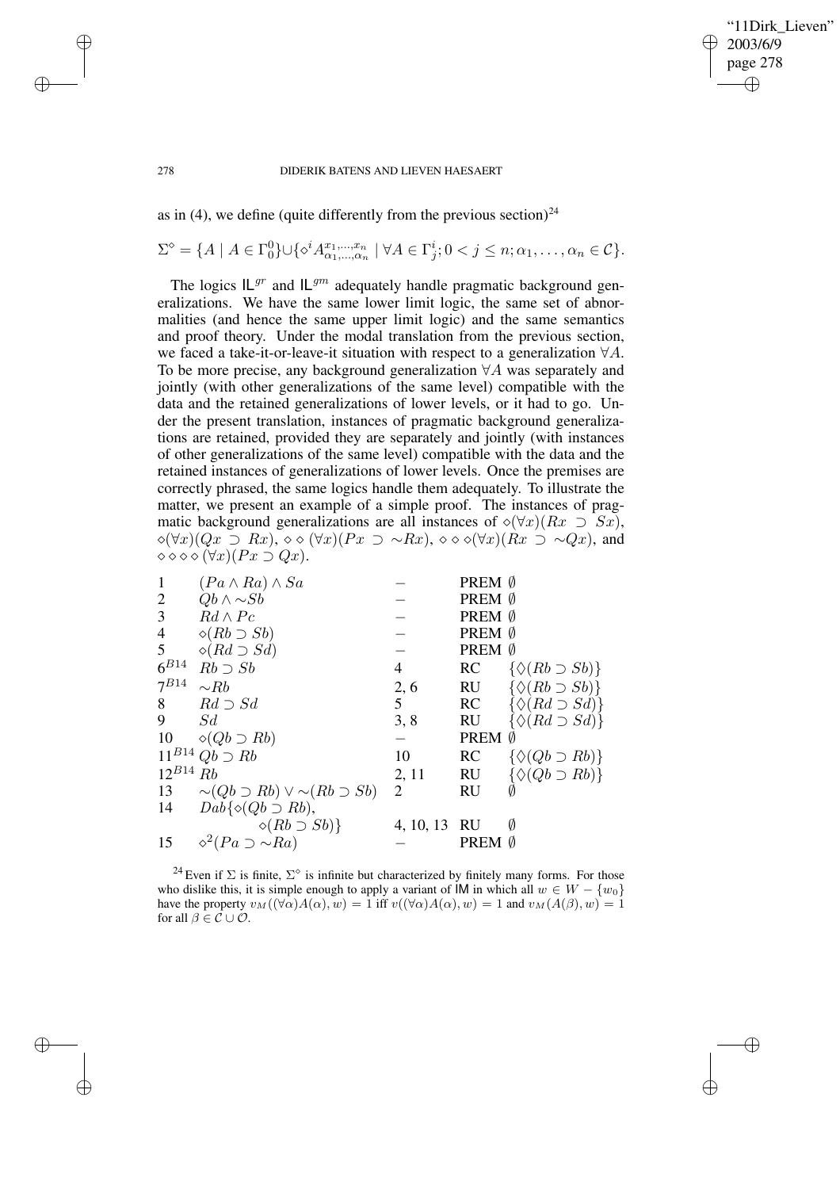as in (4), we define (quite differently from the previous section)[24]

$$\Sigma^{\diamond} = \{A \mid A \in \Gamma_0^0\} \cup \{\diamond^i A^{x_1,\ldots,x_n}_{\alpha_1,\ldots,\alpha_n} \mid \forall A \in \Gamma^i_j; 0 < j \leq n; \alpha_1, \ldots, \alpha_n \in \mathcal{C}\}.$$

The logics $\mathsf{IL}^{gr}$ and $\mathsf{IL}^{gm}$ adequately handle pragmatic background generalizations. We have the same lower limit logic, the same set of abnormalities (and hence the same upper limit logic) and the same semantics and proof theory. Under the modal translation from the previous section, we faced a take-it-or-leave-it situation with respect to a generalization $\forall A$. To be more precise, any background generalization $\forall A$ was separately and jointly (with other generalizations of the same level) compatible with the data and the retained generalizations of lower levels, or it had to go. Under the present translation, instances of pragmatic background generalizations are retained, provided they are separately and jointly (with instances of other generalizations of the same level) compatible with the data and the retained instances of generalizations of lower levels. Once the premises are correctly phrased, the same logics handle them adequately. To illustrate the matter, we present an example of a simple proof. The instances of pragmatic background generalizations are all instances of $\diamond(\forall x)(Rx \supset Sx)$, $\diamond(\forall x)(Qx \supset Rx)$, $\diamond\diamond(\forall x)(Px \supset {\sim}Rx)$, $\diamond\diamond\diamond(\forall x)(Rx \supset {\sim}Qx)$, and $\diamond\diamond\diamond\diamond(\forall x)(Px \supset Qx)$.

| | | | | |
|---|---|---|---|---|
| 1 | $(Pa \wedge Ra) \wedge Sa$ | $-$ | PREM | $\emptyset$ |
| 2 | $Qb \wedge {\sim}Sb$ | $-$ | PREM | $\emptyset$ |
| 3 | $Rd \wedge Pc$ | $-$ | PREM | $\emptyset$ |
| 4 | $\diamond(Rb \supset Sb)$ | $-$ | PREM | $\emptyset$ |
| 5 | $\diamond(Rd \supset Sd)$ | $-$ | PREM | $\emptyset$ |
| $6^{B14}$ | $Rb \supset Sb$ | 4 | RC | $\{\diamond(Rb \supset Sb)\}$ |
| $7^{B14}$ | ${\sim}Rb$ | 2, 6 | RU | $\{\diamond(Rb \supset Sb)\}$ |
| 8 | $Rd \supset Sd$ | 5 | RC | $\{\diamond(Rd \supset Sd)\}$ |
| 9 | $Sd$ | 3, 8 | RU | $\{\diamond(Rd \supset Sd)\}$ |
| 10 | $\diamond(Qb \supset Rb)$ | $-$ | PREM | $\emptyset$ |
| $11^{B14}$ | $Qb \supset Rb$ | 10 | RC | $\{\diamond(Qb \supset Rb)\}$ |
| $12^{B14}$ | $Rb$ | 2, 11 | RU | $\{\diamond(Qb \supset Rb)\}$ |
| 13 | ${\sim}(Qb \supset Rb) \vee {\sim}(Rb \supset Sb)$ | 2 | RU | $\emptyset$ |
| 14 | $Dab\{\diamond(Qb \supset Rb), \diamond(Rb \supset Sb)\}$ | 4, 10, 13 | RU | $\emptyset$ |
| 15 | $\diamond^2(Pa \supset {\sim}Ra)$ | $-$ | PREM | $\emptyset$ |

[24] Even if $\Sigma$ is finite, $\Sigma^{\diamond}$ is infinite but characterized by finitely many forms. For those who dislike this, it is simple enough to apply a variant of $\mathsf{IM}$ in which all $w \in W - \{w_0\}$ have the property $v_M((\forall\alpha)A(\alpha), w) = 1$ iff $v((\forall\alpha)A(\alpha), w) = 1$ and $v_M(A(\beta), w) = 1$ for all $\beta \in \mathcal{C} \cup \mathcal{O}$.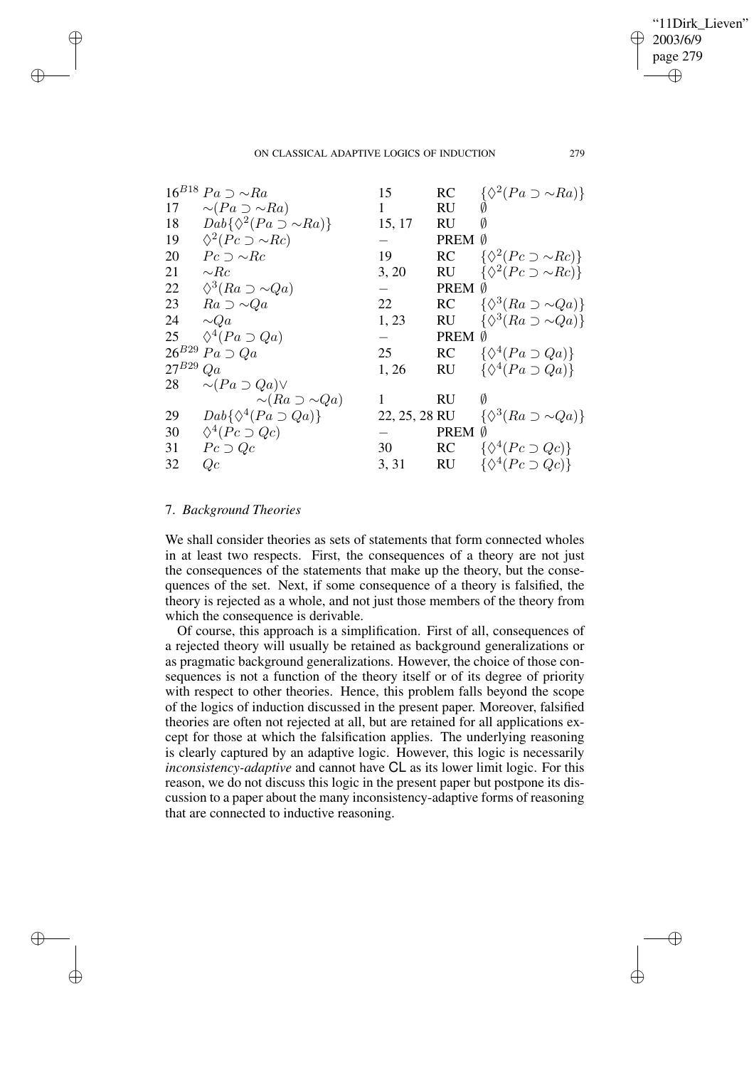| | | | | |
|---|---|---|---|---|
| $16^{B18}$ | $Pa \supset \sim Ra$ | 15 | RC | $\{\Diamond^2(Pa \supset \sim Ra)\}$ |
| 17 | $\sim(Pa \supset \sim Ra)$ | 1 | RU | $\emptyset$ |
| 18 | $Dab\{\Diamond^2(Pa \supset \sim Ra)\}$ | 15, 17 | RU | $\emptyset$ |
| 19 | $\Diamond^2(Pc \supset \sim Rc)$ | $-$ | PREM | $\emptyset$ |
| 20 | $Pc \supset \sim Rc$ | 19 | RC | $\{\Diamond^2(Pc \supset \sim Rc)\}$ |
| 21 | $\sim Rc$ | 3, 20 | RU | $\{\Diamond^2(Pc \supset \sim Rc)\}$ |
| 22 | $\Diamond^3(Ra \supset \sim Qa)$ | $-$ | PREM | $\emptyset$ |
| 23 | $Ra \supset \sim Qa$ | 22 | RC | $\{\Diamond^3(Ra \supset \sim Qa)\}$ |
| 24 | $\sim Qa$ | 1, 23 | RU | $\{\Diamond^3(Ra \supset \sim Qa)\}$ |
| 25 | $\Diamond^4(Pa \supset Qa)$ | $-$ | PREM | $\emptyset$ |
| $26^{B29}$ | $Pa \supset Qa$ | 25 | RC | $\{\Diamond^4(Pa \supset Qa)\}$ |
| $27^{B29}$ | $Qa$ | 1, 26 | RU | $\{\Diamond^4(Pa \supset Qa)\}$ |
| 28 | $\sim(Pa \supset Qa) \vee \sim(Ra \supset \sim Qa)$ | 1 | RU | $\emptyset$ |
| 29 | $Dab\{\Diamond^4(Pa \supset Qa)\}$ | 22, 25, 28 | RU | $\{\Diamond^3(Ra \supset \sim Qa)\}$ |
| 30 | $\Diamond^4(Pc \supset Qc)$ | $-$ | PREM | $\emptyset$ |
| 31 | $Pc \supset Qc$ | 30 | RC | $\{\Diamond^4(Pc \supset Qc)\}$ |
| 32 | $Qc$ | 3, 31 | RU | $\{\Diamond^4(Pc \supset Qc)\}$ |

## 7. *Background Theories*

We shall consider theories as sets of statements that form connected wholes in at least two respects. First, the consequences of a theory are not just the consequences of the statements that make up the theory, but the consequences of the set. Next, if some consequence of a theory is falsified, the theory is rejected as a whole, and not just those members of the theory from which the consequence is derivable.

Of course, this approach is a simplification. First of all, consequences of a rejected theory will usually be retained as background generalizations or as pragmatic background generalizations. However, the choice of those consequences is not a function of the theory itself or of its degree of priority with respect to other theories. Hence, this problem falls beyond the scope of the logics of induction discussed in the present paper. Moreover, falsified theories are often not rejected at all, but are retained for all applications except for those at which the falsification applies. The underlying reasoning is clearly captured by an adaptive logic. However, this logic is necessarily *inconsistency-adaptive* and cannot have CL as its lower limit logic. For this reason, we do not discuss this logic in the present paper but postpone its discussion to a paper about the many inconsistency-adaptive forms of reasoning that are connected to inductive reasoning.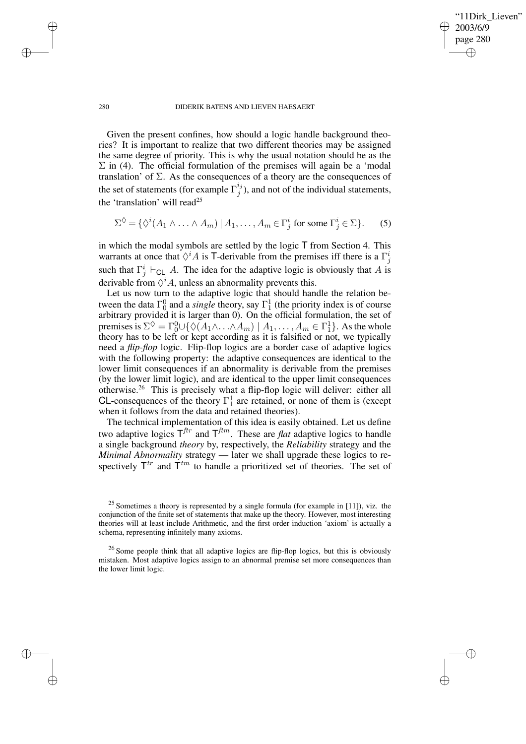Given the present confines, how should a logic handle background theories? It is important to realize that two different theories may be assigned the same degree of priority. This is why the usual notation should be as the $\Sigma$ in (4). The official formulation of the premises will again be a 'modal translation' of $\Sigma$. As the consequences of a theory are the consequences of the set of statements (for example $\Gamma_j^{i_j}$), and not of the individual statements, the 'translation' will read[25]

$$\Sigma^{\Diamond} = \{\Diamond^i(A_1 \wedge \ldots \wedge A_m) \mid A_1, \ldots, A_m \in \Gamma_j^i \text{ for some } \Gamma_j^i \in \Sigma\}. \qquad (5)$$

in which the modal symbols are settled by the logic $\mathsf{T}$ from Section 4. This warrants at once that $\Diamond^i A$ is $\mathsf{T}$-derivable from the premises iff there is a $\Gamma_j^i$ such that $\Gamma_j^i \vdash_{\mathsf{CL}} A$. The idea for the adaptive logic is obviously that $A$ is derivable from $\Diamond^i A$, unless an abnormality prevents this.

Let us now turn to the adaptive logic that should handle the relation between the data $\Gamma_0^0$ and a *single* theory, say $\Gamma_1^1$ (the priority index is of course arbitrary provided it is larger than 0). On the official formulation, the set of premises is $\Sigma^{\Diamond} = \Gamma_0^0 \cup \{\Diamond(A_1 \wedge \ldots \wedge A_m) \mid A_1, \ldots, A_m \in \Gamma_1^1\}$. As the whole theory has to be left or kept according as it is falsified or not, we typically need a *flip-flop* logic. Flip-flop logics are a border case of adaptive logics with the following property: the adaptive consequences are identical to the lower limit consequences if an abnormality is derivable from the premises (by the lower limit logic), and are identical to the upper limit consequences otherwise.[26] This is precisely what a flip-flop logic will deliver: either all $\mathsf{CL}$-consequences of the theory $\Gamma_1^1$ are retained, or none of them is (except when it follows from the data and retained theories).

The technical implementation of this idea is easily obtained. Let us define two adaptive logics $\mathsf{T}^{ftr}$ and $\mathsf{T}^{ftm}$. These are *flat* adaptive logics to handle a single background *theory* by, respectively, the *Reliability* strategy and the *Minimal Abnormality* strategy — later we shall upgrade these logics to respectively $\mathsf{T}^{tr}$ and $\mathsf{T}^{tm}$ to handle a prioritized set of theories. The set of

[25] Sometimes a theory is represented by a single formula (for example in [11]), viz. the conjunction of the finite set of statements that make up the theory. However, most interesting theories will at least include Arithmetic, and the first order induction 'axiom' is actually a schema, representing infinitely many axioms.

[26] Some people think that all adaptive logics are flip-flop logics, but this is obviously mistaken. Most adaptive logics assign to an abnormal premise set more consequences than the lower limit logic.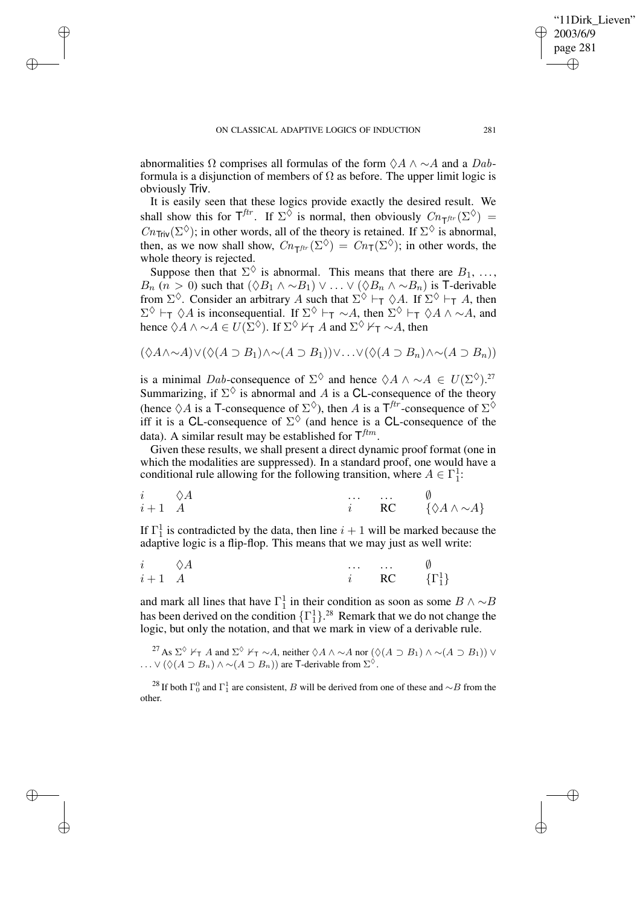abnormalities $\Omega$ comprises all formulas of the form $\Diamond A \wedge {\sim} A$ and a *Dab*-formula is a disjunction of members of $\Omega$ as before. The upper limit logic is obviously Triv.

It is easily seen that these logics provide exactly the desired result. We shall show this for $\mathsf{T}^{ftr}$. If $\Sigma^{\Diamond}$ is normal, then obviously $Cn_{\mathsf{T}^{ftr}}(\Sigma^{\Diamond}) = Cn_{\mathsf{Triv}}(\Sigma^{\Diamond})$; in other words, all of the theory is retained. If $\Sigma^{\Diamond}$ is abnormal, then, as we now shall show, $Cn_{\mathsf{T}^{ftr}}(\Sigma^{\Diamond}) = Cn_{\mathsf{T}}(\Sigma^{\Diamond})$; in other words, the whole theory is rejected.

Suppose then that $\Sigma^{\Diamond}$ is abnormal. This means that there are $B_1, \ldots, B_n$ ($n > 0$) such that $(\Diamond B_1 \wedge {\sim} B_1) \vee \ldots \vee (\Diamond B_n \wedge {\sim} B_n)$ is T-derivable from $\Sigma^{\Diamond}$. Consider an arbitrary $A$ such that $\Sigma^{\Diamond} \vdash_{\mathsf{T}} \Diamond A$. If $\Sigma^{\Diamond} \vdash_{\mathsf{T}} A$, then $\Sigma^{\Diamond} \vdash_{\mathsf{T}} \Diamond A$ is inconsequential. If $\Sigma^{\Diamond} \vdash_{\mathsf{T}} {\sim} A$, then $\Sigma^{\Diamond} \vdash_{\mathsf{T}} \Diamond A \wedge {\sim} A$, and hence $\Diamond A \wedge {\sim} A \in U(\Sigma^{\Diamond})$. If $\Sigma^{\Diamond} \nvdash_{\mathsf{T}} A$ and $\Sigma^{\Diamond} \nvdash_{\mathsf{T}} {\sim} A$, then

$$(\Diamond A \wedge {\sim} A) \vee (\Diamond(A \supset B_1) \wedge {\sim}(A \supset B_1)) \vee \ldots \vee (\Diamond(A \supset B_n) \wedge {\sim}(A \supset B_n))$$

is a minimal *Dab*-consequence of $\Sigma^{\Diamond}$ and hence $\Diamond A \wedge {\sim} A \in U(\Sigma^{\Diamond})$.[27] Summarizing, if $\Sigma^{\Diamond}$ is abnormal and $A$ is a CL-consequence of the theory (hence $\Diamond A$ is a T-consequence of $\Sigma^{\Diamond}$), then $A$ is a $\mathsf{T}^{ftr}$-consequence of $\Sigma^{\Diamond}$ iff it is a CL-consequence of $\Sigma^{\Diamond}$ (and hence is a CL-consequence of the data). A similar result may be established for $\mathsf{T}^{ftm}$.

Given these results, we shall present a direct dynamic proof format (one in which the modalities are suppressed). In a standard proof, one would have a conditional rule allowing for the following transition, where $A \in \Gamma^1_1$:

| | | | | |
|---|---|---|---|---|
| $i$ | $\Diamond A$ | $\ldots$ | $\ldots$ | $\emptyset$ |
| $i+1$ | $A$ | $i$ | RC | $\{\Diamond A \wedge {\sim} A\}$ |

If $\Gamma^1_1$ is contradicted by the data, then line $i+1$ will be marked because the adaptive logic is a flip-flop. This means that we may just as well write:

| | | | | |
|---|---|---|---|---|
| $i$ | $\Diamond A$ | $\ldots$ | $\ldots$ | $\emptyset$ |
| $i+1$ | $A$ | $i$ | RC | $\{\Gamma^1_1\}$ |

and mark all lines that have $\Gamma^1_1$ in their condition as soon as some $B \wedge {\sim} B$ has been derived on the condition $\{\Gamma^1_1\}$.[28] Remark that we do not change the logic, but only the notation, and that we mark in view of a derivable rule.

[27] As $\Sigma^{\Diamond} \nvdash_{\mathsf{T}} A$ and $\Sigma^{\Diamond} \nvdash_{\mathsf{T}} {\sim} A$, neither $\Diamond A \wedge {\sim} A$ nor $(\Diamond(A \supset B_1) \wedge {\sim}(A \supset B_1)) \vee \ldots \vee (\Diamond(A \supset B_n) \wedge {\sim}(A \supset B_n))$ are T-derivable from $\Sigma^{\Diamond}$.

[28] If both $\Gamma^0_1$ and $\Gamma^1_1$ are consistent, $B$ will be derived from one of these and ${\sim} B$ from the other.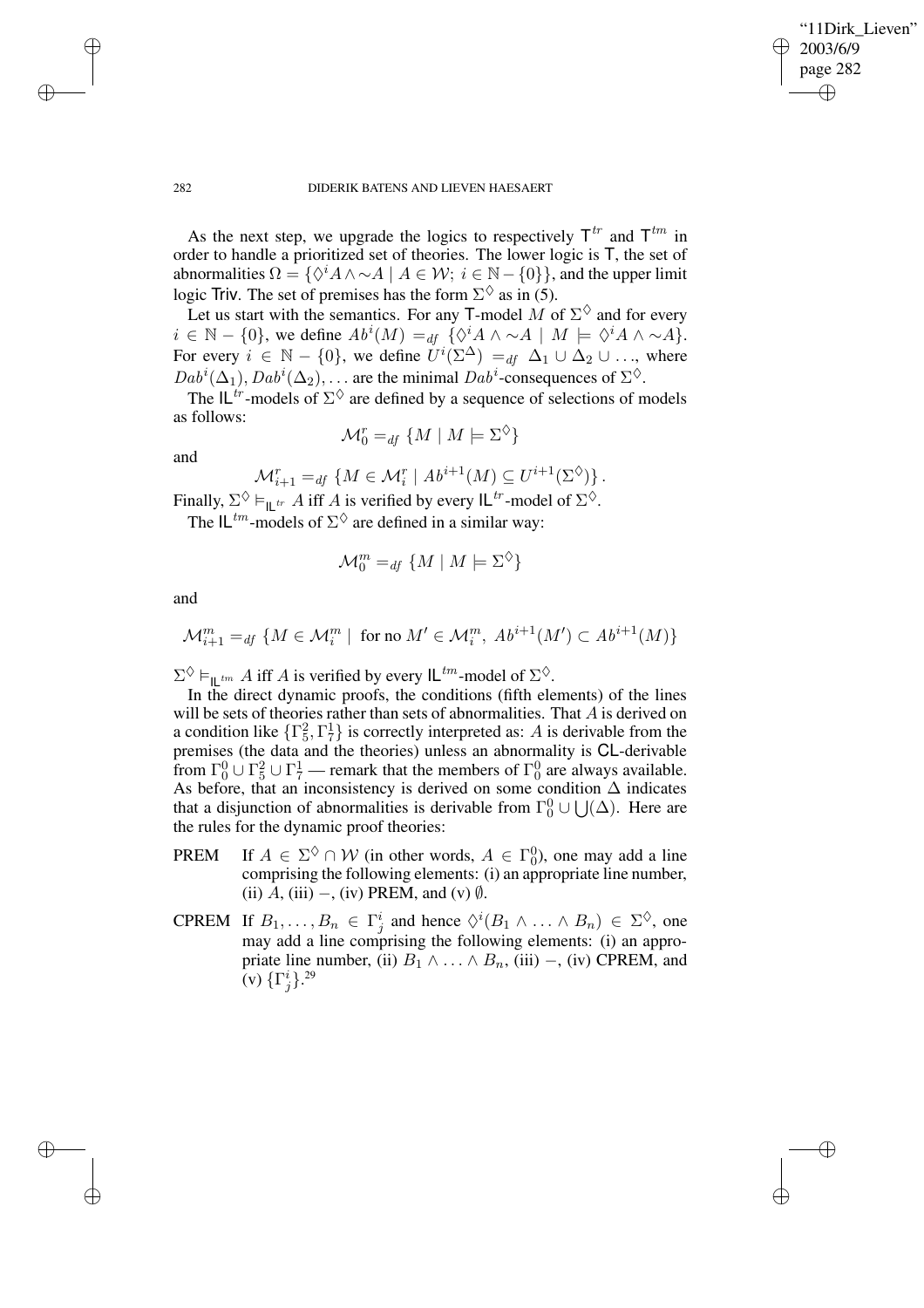As the next step, we upgrade the logics to respectively $\mathsf{T}^{tr}$ and $\mathsf{T}^{tm}$ in order to handle a prioritized set of theories. The lower logic is $\mathsf{T}$, the set of abnormalities $\Omega = \{\Diamond^i A \wedge {\sim}A \mid A \in \mathcal{W};\ i \in \mathbb{N} - \{0\}\}$, and the upper limit logic $\mathsf{Triv}$. The set of premises has the form $\Sigma^\Diamond$ as in (5).

Let us start with the semantics. For any $\mathsf{T}$-model $M$ of $\Sigma^\Diamond$ and for every $i \in \mathbb{N} - \{0\}$, we define $Ab^i(M) =_{df} \{\Diamond^i A \wedge {\sim}A \mid M \models \Diamond^i A \wedge {\sim}A\}$. For every $i \in \mathbb{N} - \{0\}$, we define $U^i(\Sigma^\Delta) =_{df} \Delta_1 \cup \Delta_2 \cup \ldots$, where $Dab^i(\Delta_1), Dab^i(\Delta_2), \ldots$ are the minimal $Dab^i$-consequences of $\Sigma^\Diamond$.

The $\mathsf{IL}^{tr}$-models of $\Sigma^\Diamond$ are defined by a sequence of selections of models as follows:

$$\mathcal{M}_0^r =_{df} \{M \mid M \models \Sigma^\Diamond\}$$

and

$$\mathcal{M}_{i+1}^r =_{df} \{M \in \mathcal{M}_i^r \mid Ab^{i+1}(M) \subseteq U^{i+1}(\Sigma^\Diamond)\}\,.$$

Finally, $\Sigma^\Diamond \vDash_{\mathsf{IL}^{tr}} A$ iff $A$ is verified by every $\mathsf{IL}^{tr}$-model of $\Sigma^\Diamond$.

The $\mathsf{IL}^{tm}$-models of $\Sigma^\Diamond$ are defined in a similar way:

$$\mathcal{M}_0^m =_{df} \{M \mid M \models \Sigma^\Diamond\}$$

and

$$\mathcal{M}_{i+1}^m =_{df} \{M \in \mathcal{M}_i^m \mid \text{ for no } M' \in \mathcal{M}_i^m,\ Ab^{i+1}(M') \subset Ab^{i+1}(M)\}$$

$\Sigma^\Diamond \vDash_{\mathsf{IL}^{tm}} A$ iff $A$ is verified by every $\mathsf{IL}^{tm}$-model of $\Sigma^\Diamond$.

In the direct dynamic proofs, the conditions (fifth elements) of the lines will be sets of theories rather than sets of abnormalities. That $A$ is derived on a condition like $\{\Gamma_5^2, \Gamma_7^1\}$ is correctly interpreted as: $A$ is derivable from the premises (the data and the theories) unless an abnormality is $\mathsf{CL}$-derivable from $\Gamma_0^0 \cup \Gamma_5^2 \cup \Gamma_7^1$ — remark that the members of $\Gamma_0^0$ are always available. As before, that an inconsistency is derived on some condition $\Delta$ indicates that a disjunction of abnormalities is derivable from $\Gamma_0^0 \cup \bigcup(\Delta)$. Here are the rules for the dynamic proof theories:

- PREM — If $A \in \Sigma^\Diamond \cap \mathcal{W}$ (in other words, $A \in \Gamma_0^0$), one may add a line comprising the following elements: (i) an appropriate line number, (ii) $A$, (iii) $-$, (iv) PREM, and (v) $\emptyset$.

- CPREM — If $B_1, \ldots, B_n \in \Gamma_j^i$ and hence $\Diamond^i(B_1 \wedge \ldots \wedge B_n) \in \Sigma^\Diamond$, one may add a line comprising the following elements: (i) an appropriate line number, (ii) $B_1 \wedge \ldots \wedge B_n$, (iii) $-$, (iv) CPREM, and (v) $\{\Gamma_j^i\}$.[29]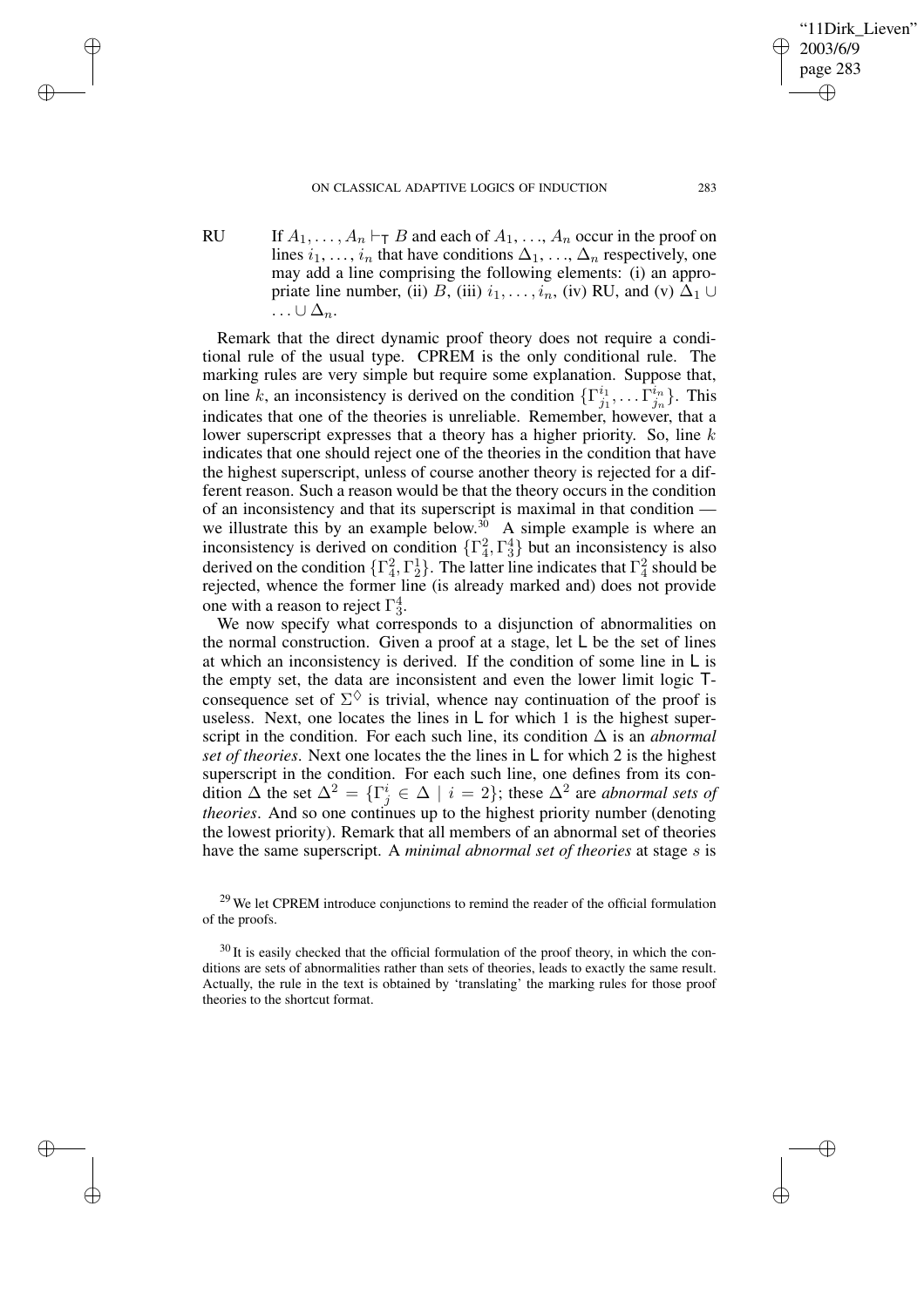RU If $A_1, \ldots, A_n \vdash_{\mathsf{T}} B$ and each of $A_1, \ldots, A_n$ occur in the proof on lines $i_1, \ldots, i_n$ that have conditions $\Delta_1, \ldots, \Delta_n$ respectively, one may add a line comprising the following elements: (i) an appropriate line number, (ii) $B$, (iii) $i_1, \ldots, i_n$, (iv) RU, and (v) $\Delta_1 \cup \ldots \cup \Delta_n$.

Remark that the direct dynamic proof theory does not require a conditional rule of the usual type. CPREM is the only conditional rule. The marking rules are very simple but require some explanation. Suppose that, on line $k$, an inconsistency is derived on the condition $\{\Gamma^{i_1}_{j_1}, \ldots \Gamma^{i_n}_{j_n}\}$. This indicates that one of the theories is unreliable. Remember, however, that a lower superscript expresses that a theory has a higher priority. So, line $k$ indicates that one should reject one of the theories in the condition that have the highest superscript, unless of course another theory is rejected for a different reason. Such a reason would be that the theory occurs in the condition of an inconsistency and that its superscript is maximal in that condition — we illustrate this by an example below.[30] A simple example is where an inconsistency is derived on condition $\{\Gamma^2_4, \Gamma^4_3\}$ but an inconsistency is also derived on the condition $\{\Gamma^2_4, \Gamma^1_2\}$. The latter line indicates that $\Gamma^2_4$ should be rejected, whence the former line (is already marked and) does not provide one with a reason to reject $\Gamma^4_3$.

We now specify what corresponds to a disjunction of abnormalities on the normal construction. Given a proof at a stage, let $\mathsf{L}$ be the set of lines at which an inconsistency is derived. If the condition of some line in $\mathsf{L}$ is the empty set, the data are inconsistent and even the lower limit logic $\mathsf{T}$-consequence set of $\Sigma^{\Diamond}$ is trivial, whence nay continuation of the proof is useless. Next, one locates the lines in $\mathsf{L}$ for which 1 is the highest superscript in the condition. For each such line, its condition $\Delta$ is an *abnormal set of theories*. Next one locates the the lines in $\mathsf{L}$ for which 2 is the highest superscript in the condition. For each such line, one defines from its condition $\Delta$ the set $\Delta^2 = \{\Gamma^i_j \in \Delta \mid i = 2\}$; these $\Delta^2$ are *abnormal sets of theories*. And so one continues up to the highest priority number (denoting the lowest priority). Remark that all members of an abnormal set of theories have the same superscript. A *minimal abnormal set of theories* at stage $s$ is

[29] We let CPREM introduce conjunctions to remind the reader of the official formulation of the proofs.

[30] It is easily checked that the official formulation of the proof theory, in which the conditions are sets of abnormalities rather than sets of theories, leads to exactly the same result. Actually, the rule in the text is obtained by 'translating' the marking rules for those proof theories to the shortcut format.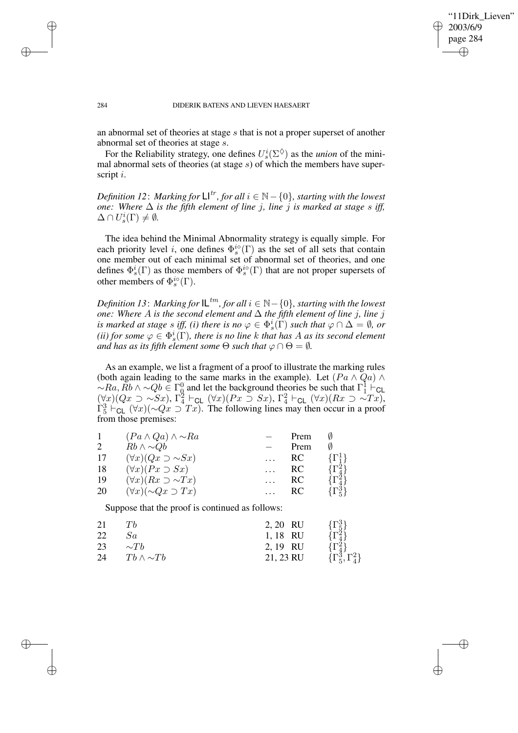an abnormal set of theories at stage $s$ that is not a proper superset of another abnormal set of theories at stage $s$.

For the Reliability strategy, one defines $U^i_s(\Sigma^\Diamond)$ as the *union* of the minimal abnormal sets of theories (at stage $s$) of which the members have superscript $i$.

*Definition 12*: *Marking for* $\mathsf{LI}^{tr}$*, for all* $i \in \mathbb{N} - \{0\}$*, starting with the lowest one: Where* $\Delta$ *is the fifth element of line* $j$*, line* $j$ *is marked at stage* $s$ *iff,* $\Delta \cap U^i_s(\Gamma) \neq \emptyset$*.*

The idea behind the Minimal Abnormality strategy is equally simple. For each priority level $i$, one defines $\Phi^{i\circ}_s(\Gamma)$ as the set of all sets that contain one member out of each minimal set of abnormal set of theories, and one defines $\Phi^i_s(\Gamma)$ as those members of $\Phi^{i\circ}_s(\Gamma)$ that are not proper supersets of other members of $\Phi^{i\circ}_s(\Gamma)$.

*Definition 13*: *Marking for* $\mathsf{IL}^{tm}$*, for all* $i \in \mathbb{N} - \{0\}$*, starting with the lowest one: Where* $A$ *is the second element and* $\Delta$ *the fifth element of line* $j$*, line* $j$ *is marked at stage* $s$ *iff, (i) there is no* $\varphi \in \Phi^i_s(\Gamma)$ *such that* $\varphi \cap \Delta = \emptyset$*, or (ii) for some* $\varphi \in \Phi^i_s(\Gamma)$*, there is no line* $k$ *that has* $A$ *as its second element and has as its fifth element some* $\Theta$ *such that* $\varphi \cap \Theta = \emptyset$*.*

As an example, we list a fragment of a proof to illustrate the marking rules (both again leading to the same marks in the example). Let $(Pa \wedge Qa) \wedge {\sim}Ra, Rb \wedge {\sim}Qb \in \Gamma^0_0$ and let the background theories be such that $\Gamma^1_1 \vdash_{\mathsf{CL}} (\forall x)(Qx \supset {\sim}Sx)$, $\Gamma^2_4 \vdash_{\mathsf{CL}} (\forall x)(Px \supset Sx)$, $\Gamma^2_4 \vdash_{\mathsf{CL}} (\forall x)(Rx \supset {\sim}Tx)$, $\Gamma^3_5 \vdash_{\mathsf{CL}} (\forall x)({\sim}Qx \supset Tx)$. The following lines may then occur in a proof from those premises:

| | | | | |
|---|---|---|---|---|
| 1 | $(Pa \wedge Qa) \wedge {\sim}Ra$ | $-$ | Prem | $\emptyset$ |
| 2 | $Rb \wedge {\sim}Qb$ | $-$ | Prem | $\emptyset$ |
| 17 | $(\forall x)(Qx \supset {\sim}Sx)$ | $\dots$ | RC | $\{\Gamma^1_1\}$ |
| 18 | $(\forall x)(Px \supset Sx)$ | $\dots$ | RC | $\{\Gamma^2_4\}$ |
| 19 | $(\forall x)(Rx \supset {\sim}Tx)$ | $\dots$ | RC | $\{\Gamma^2_4\}$ |
| 20 | $(\forall x)({\sim}Qx \supset Tx)$ | $\dots$ | RC | $\{\Gamma^3_5\}$ |

Suppose that the proof is continued as follows:

| | | | | |
|---|---|---|---|---|
| 21 | $Tb$ | 2, 20 | RU | $\{\Gamma^3_5\}$ |
| 22 | $Sa$ | 1, 18 | RU | $\{\Gamma^2_4\}$ |
| 23 | ${\sim}Tb$ | 2, 19 | RU | $\{\Gamma^2_4\}$ |
| 24 | $Tb \wedge {\sim}Tb$ | 21, 23 | RU | $\{\Gamma^3_5, \Gamma^2_4\}$ |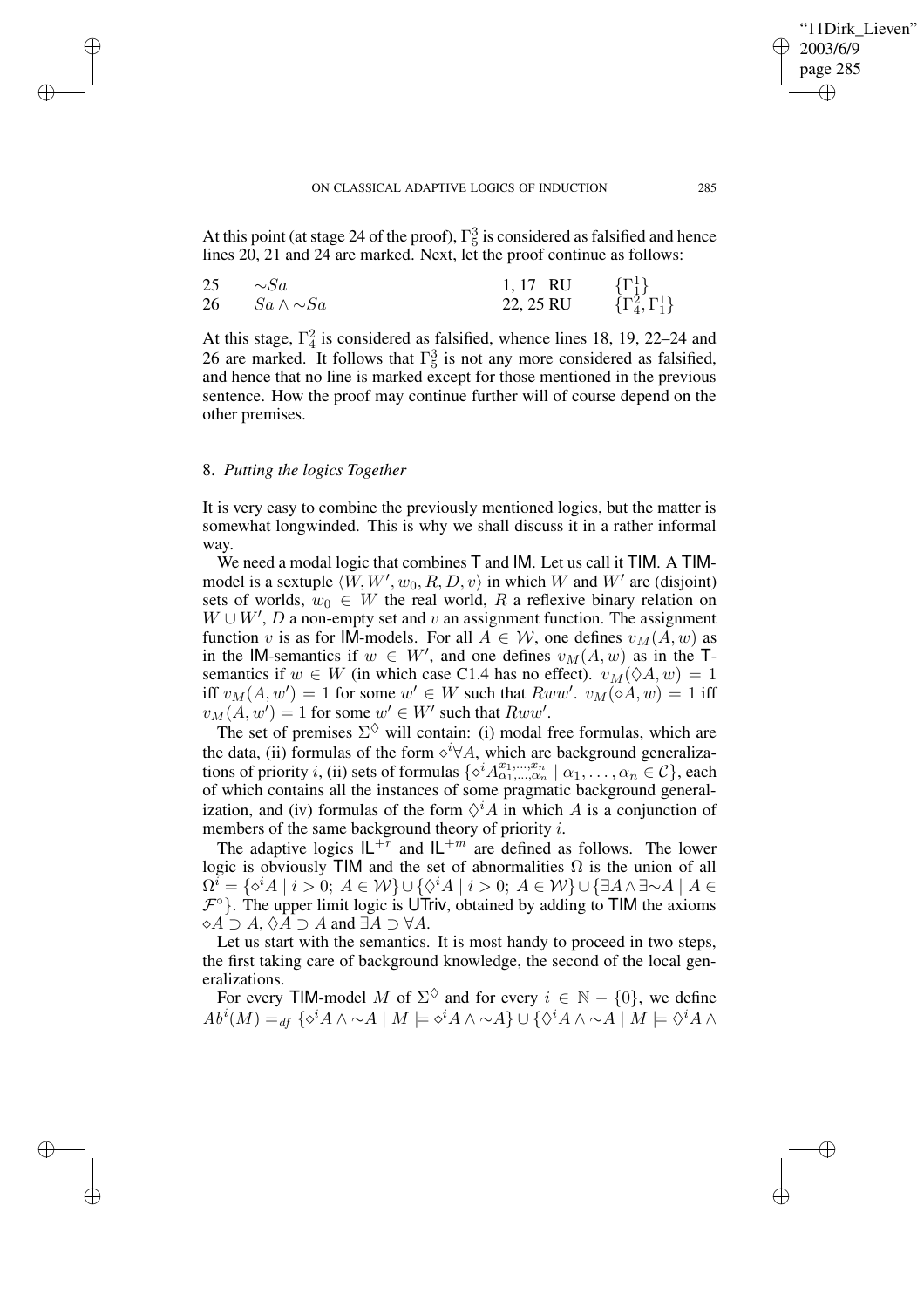At this point (at stage 24 of the proof), $\Gamma^3_5$ is considered as falsified and hence lines 20, 21 and 24 are marked. Next, let the proof continue as follows:

| | | | |
|---|---|---|---|
| 25 | $\sim Sa$ | 1, 17 RU | $\{\Gamma^1_1\}$ |
| 26 | $Sa \wedge \sim Sa$ | 22, 25 RU | $\{\Gamma^2_4, \Gamma^1_1\}$ |

At this stage, $\Gamma^2_4$ is considered as falsified, whence lines 18, 19, 22–24 and 26 are marked. It follows that $\Gamma^3_5$ is not any more considered as falsified, and hence that no line is marked except for those mentioned in the previous sentence. How the proof may continue further will of course depend on the other premises.

## 8. *Putting the logics Together*

It is very easy to combine the previously mentioned logics, but the matter is somewhat longwinded. This is why we shall discuss it in a rather informal way.

We need a modal logic that combines T and IM. Let us call it TIM. A TIM-model is a sextuple $\langle W, W', w_0, R, D, v\rangle$ in which $W$ and $W'$ are (disjoint) sets of worlds, $w_0 \in W$ the real world, $R$ a reflexive binary relation on $W \cup W'$, $D$ a non-empty set and $v$ an assignment function. The assignment function $v$ is as for IM-models. For all $A \in \mathcal{W}$, one defines $v_M(A, w)$ as in the IM-semantics if $w \in W'$, and one defines $v_M(A, w)$ as in the T-semantics if $w \in W$ (in which case C1.4 has no effect). $v_M(\Diamond A, w) = 1$ iff $v_M(A, w') = 1$ for some $w' \in W$ such that $Rww'$. $v_M(\diamond A, w) = 1$ iff $v_M(A, w') = 1$ for some $w' \in W'$ such that $Rww'$.

The set of premises $\Sigma^{\Diamond}$ will contain: (i) modal free formulas, which are the data, (ii) formulas of the form $\diamond^i \forall A$, which are background generalizations of priority $i$, (ii) sets of formulas $\{\diamond^i A^{x_1,\ldots,x_n}_{\alpha_1,\ldots,\alpha_n} \mid \alpha_1, \ldots, \alpha_n \in \mathcal{C}\}$, each of which contains all the instances of some pragmatic background generalization, and (iv) formulas of the form $\Diamond^i A$ in which $A$ is a conjunction of members of the same background theory of priority $i$.

The adaptive logics $\mathsf{IL}^{+r}$ and $\mathsf{IL}^{+m}$ are defined as follows. The lower logic is obviously TIM and the set of abnormalities $\Omega$ is the union of all $\Omega^i = \{\diamond^i A \mid i > 0;\ A \in \mathcal{W}\} \cup \{\Diamond^i A \mid i > 0;\ A \in \mathcal{W}\} \cup \{\exists A \wedge \exists \sim A \mid A \in \mathcal{F}^{\circ}\}$. The upper limit logic is UTriv, obtained by adding to TIM the axioms $\diamond A \supset A$, $\Diamond A \supset A$ and $\exists A \supset \forall A$.

Let us start with the semantics. It is most handy to proceed in two steps, the first taking care of background knowledge, the second of the local generalizations.

For every TIM-model $M$ of $\Sigma^{\Diamond}$ and for every $i \in \mathbb{N} - \{0\}$, we define $Ab^i(M) =_{df} \{\diamond^i A \wedge \sim A \mid M \models \diamond^i A \wedge \sim A\} \cup \{\Diamond^i A \wedge \sim A \mid M \models \Diamond^i A \wedge$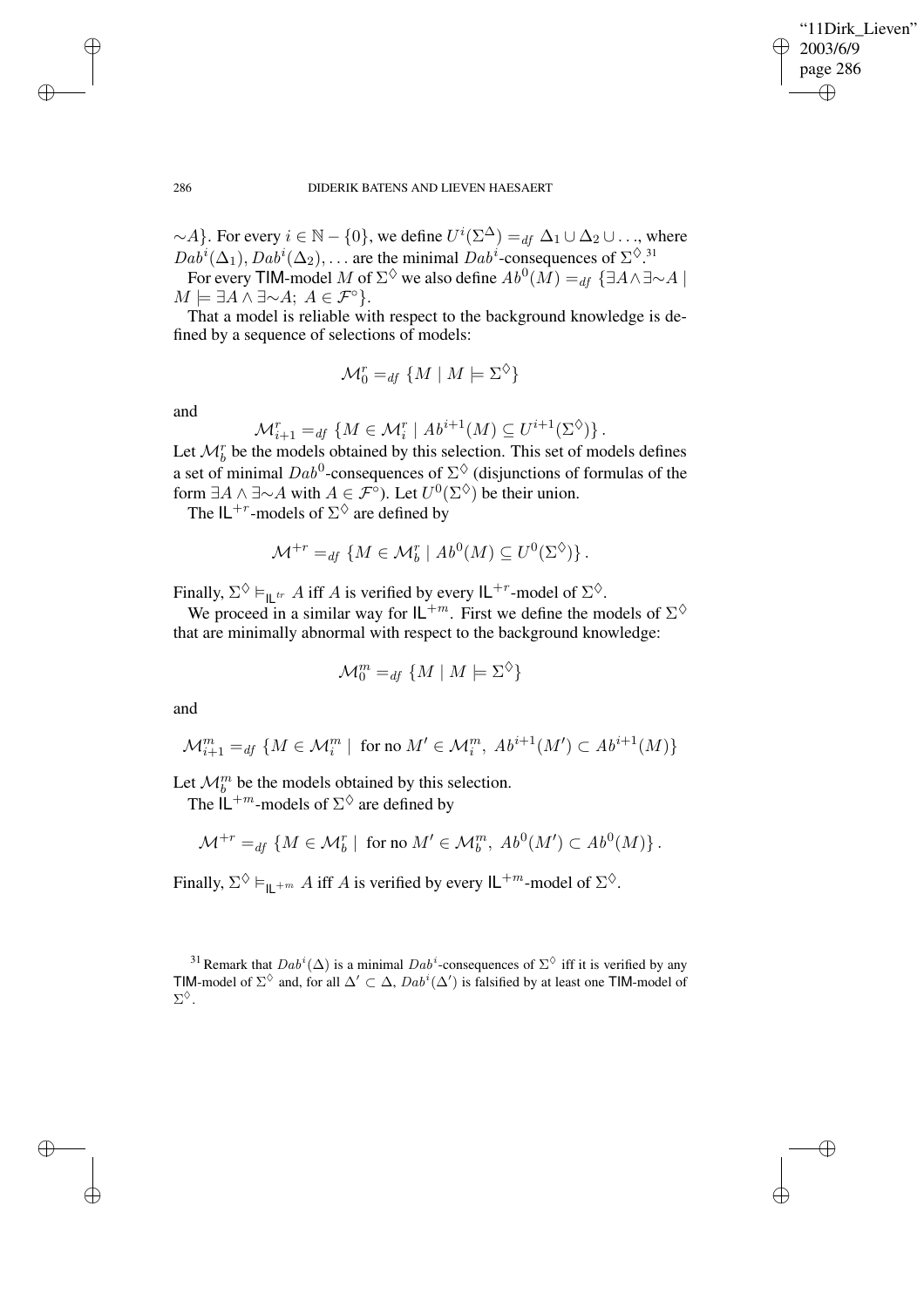$\sim A\}$. For every $i \in \mathbb{N} - \{0\}$, we define $U^i(\Sigma^\Delta) =_{df} \Delta_1 \cup \Delta_2 \cup \ldots$, where $Dab^i(\Delta_1), Dab^i(\Delta_2), \ldots$ are the minimal $Dab^i$-consequences of $\Sigma^\Diamond$.[31]

For every TIM-model $M$ of $\Sigma^\Diamond$ we also define $Ab^0(M) =_{df} \{\exists A \wedge \exists{\sim}A \mid M \models \exists A \wedge \exists{\sim}A;\ A \in \mathcal{F}^\circ\}$.

That a model is reliable with respect to the background knowledge is defined by a sequence of selections of models:

$$\mathcal{M}_0^r =_{df} \{M \mid M \models \Sigma^\Diamond\}$$

and

$$\mathcal{M}_{i+1}^r =_{df} \{M \in \mathcal{M}_i^r \mid Ab^{i+1}(M) \subseteq U^{i+1}(\Sigma^\Diamond)\}\,.$$

Let $\mathcal{M}_b^r$ be the models obtained by this selection. This set of models defines a set of minimal $Dab^0$-consequences of $\Sigma^\Diamond$ (disjunctions of formulas of the form $\exists A \wedge \exists{\sim}A$ with $A \in \mathcal{F}^\circ$). Let $U^0(\Sigma^\Diamond)$ be their union.

The $\mathsf{IL}^{+r}$-models of $\Sigma^\Diamond$ are defined by

$$\mathcal{M}^{+r} =_{df} \{M \in \mathcal{M}_b^r \mid Ab^0(M) \subseteq U^0(\Sigma^\Diamond)\}\,.$$

Finally, $\Sigma^\Diamond \models_{\mathsf{IL}^{tr}} A$ iff $A$ is verified by every $\mathsf{IL}^{+r}$-model of $\Sigma^\Diamond$.

We proceed in a similar way for $\mathsf{IL}^{+m}$. First we define the models of $\Sigma^\Diamond$ that are minimally abnormal with respect to the background knowledge:

$$\mathcal{M}_0^m =_{df} \{M \mid M \models \Sigma^\Diamond\}$$

and

$$\mathcal{M}_{i+1}^m =_{df} \{M \in \mathcal{M}_i^m \mid \text{ for no } M' \in \mathcal{M}_i^m,\ Ab^{i+1}(M') \subset Ab^{i+1}(M)\}$$

Let $\mathcal{M}_b^m$ be the models obtained by this selection.

The $\mathsf{IL}^{+m}$-models of $\Sigma^\Diamond$ are defined by

$$\mathcal{M}^{+r} =_{df} \{M \in \mathcal{M}_b^r \mid \text{ for no } M' \in \mathcal{M}_b^m,\ Ab^0(M') \subset Ab^0(M)\}\,.$$

Finally, $\Sigma^\Diamond \models_{\mathsf{IL}^{+m}} A$ iff $A$ is verified by every $\mathsf{IL}^{+m}$-model of $\Sigma^\Diamond$.

[31] Remark that $Dab^i(\Delta)$ is a minimal $Dab^i$-consequences of $\Sigma^\Diamond$ iff it is verified by any TIM-model of $\Sigma^\Diamond$ and, for all $\Delta' \subset \Delta$, $Dab^i(\Delta')$ is falsified by at least one TIM-model of $\Sigma^\Diamond$.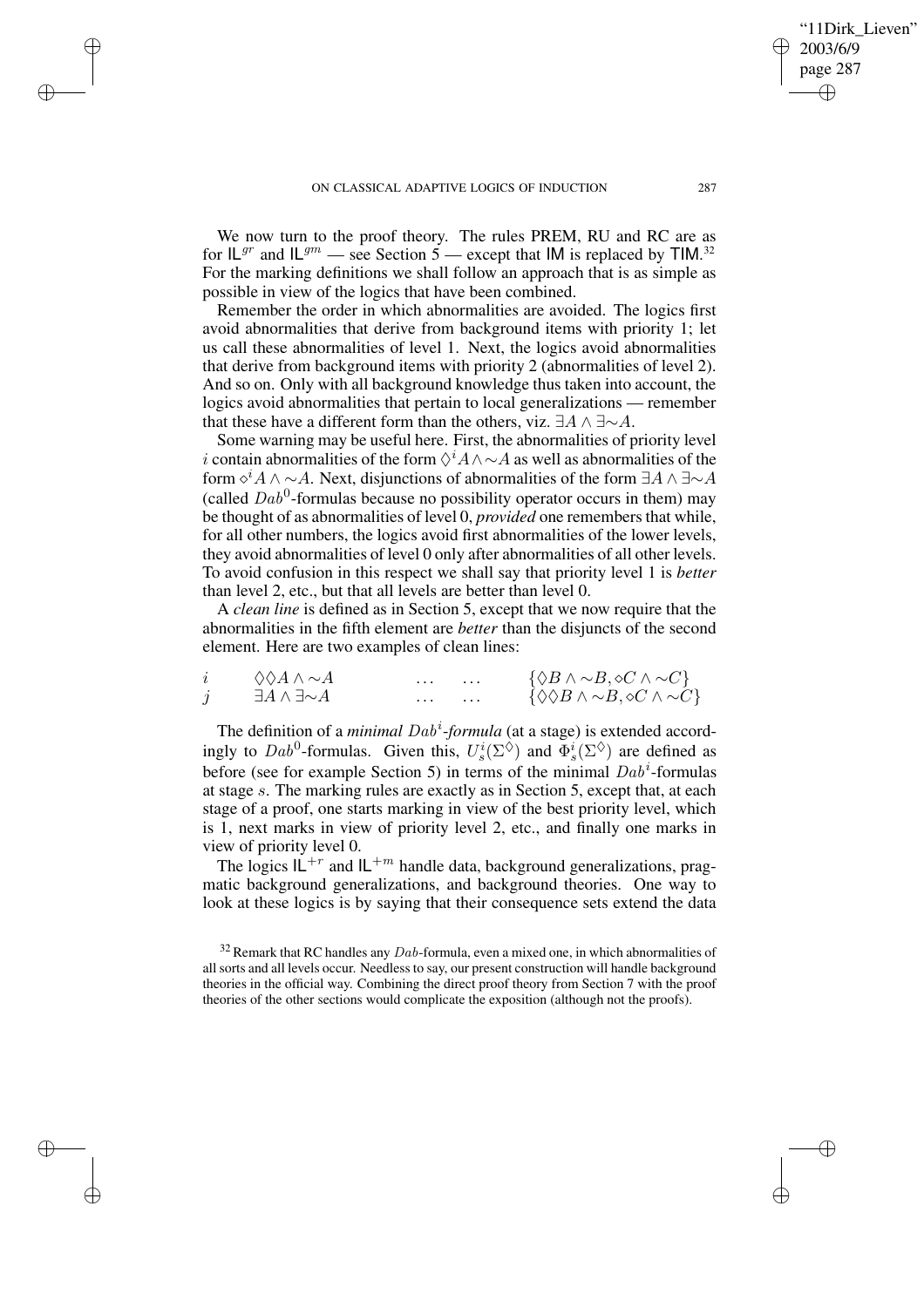We now turn to the proof theory. The rules PREM, RU and RC are as for $\mathsf{IL}^{gr}$ and $\mathsf{IL}^{gm}$ — see Section 5 — except that $\mathsf{IM}$ is replaced by $\mathsf{TIM}$.[32] For the marking definitions we shall follow an approach that is as simple as possible in view of the logics that have been combined.

Remember the order in which abnormalities are avoided. The logics first avoid abnormalities that derive from background items with priority 1; let us call these abnormalities of level 1. Next, the logics avoid abnormalities that derive from background items with priority 2 (abnormalities of level 2). And so on. Only with all background knowledge thus taken into account, the logics avoid abnormalities that pertain to local generalizations — remember that these have a different form than the others, viz. $\exists A \wedge \exists{\sim}A$.

Some warning may be useful here. First, the abnormalities of priority level $i$ contain abnormalities of the form $\Diamond^i A \wedge {\sim}A$ as well as abnormalities of the form $\diamond^i A \wedge {\sim}A$. Next, disjunctions of abnormalities of the form $\exists A \wedge \exists{\sim}A$ (called $Dab^0$-formulas because no possibility operator occurs in them) may be thought of as abnormalities of level 0, *provided* one remembers that while, for all other numbers, the logics avoid first abnormalities of the lower levels, they avoid abnormalities of level 0 only after abnormalities of all other levels. To avoid confusion in this respect we shall say that priority level 1 is *better* than level 2, etc., but that all levels are better than level 0.

A *clean line* is defined as in Section 5, except that we now require that the abnormalities in the fifth element are *better* than the disjuncts of the second element. Here are two examples of clean lines:

| | | | | |
|---|---|---|---|---|
| $i$ | $\Diamond\Diamond A \wedge {\sim}A$ | $\dots$ | $\dots$ | $\{\Diamond B \wedge {\sim}B, \diamond C \wedge {\sim}C\}$ |
| $j$ | $\exists A \wedge \exists{\sim}A$ | $\dots$ | $\dots$ | $\{\Diamond\Diamond B \wedge {\sim}B, \diamond C \wedge {\sim}C\}$ |

The definition of a *minimal $Dab^i$-formula* (at a stage) is extended accordingly to $Dab^0$-formulas. Given this, $U^i_s(\Sigma^\Diamond)$ and $\Phi^i_s(\Sigma^\Diamond)$ are defined as before (see for example Section 5) in terms of the minimal $Dab^i$-formulas at stage $s$. The marking rules are exactly as in Section 5, except that, at each stage of a proof, one starts marking in view of the best priority level, which is 1, next marks in view of priority level 2, etc., and finally one marks in view of priority level 0.

The logics $\mathsf{IL}^{+r}$ and $\mathsf{IL}^{+m}$ handle data, background generalizations, pragmatic background generalizations, and background theories. One way to look at these logics is by saying that their consequence sets extend the data

[32] Remark that RC handles any $Dab$-formula, even a mixed one, in which abnormalities of all sorts and all levels occur. Needless to say, our present construction will handle background theories in the official way. Combining the direct proof theory from Section 7 with the proof theories of the other sections would complicate the exposition (although not the proofs).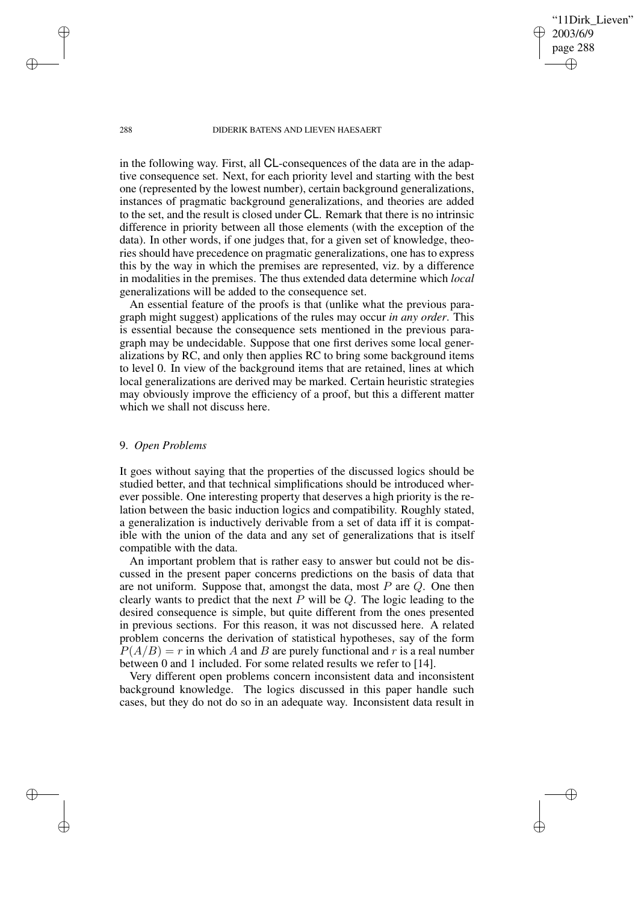in the following way. First, all CL-consequences of the data are in the adaptive consequence set. Next, for each priority level and starting with the best one (represented by the lowest number), certain background generalizations, instances of pragmatic background generalizations, and theories are added to the set, and the result is closed under CL. Remark that there is no intrinsic difference in priority between all those elements (with the exception of the data). In other words, if one judges that, for a given set of knowledge, theories should have precedence on pragmatic generalizations, one has to express this by the way in which the premises are represented, viz. by a difference in modalities in the premises. The thus extended data determine which *local* generalizations will be added to the consequence set.

An essential feature of the proofs is that (unlike what the previous paragraph might suggest) applications of the rules may occur *in any order*. This is essential because the consequence sets mentioned in the previous paragraph may be undecidable. Suppose that one first derives some local generalizations by RC, and only then applies RC to bring some background items to level 0. In view of the background items that are retained, lines at which local generalizations are derived may be marked. Certain heuristic strategies may obviously improve the efficiency of a proof, but this a different matter which we shall not discuss here.

## 9. *Open Problems*

It goes without saying that the properties of the discussed logics should be studied better, and that technical simplifications should be introduced wherever possible. One interesting property that deserves a high priority is the relation between the basic induction logics and compatibility. Roughly stated, a generalization is inductively derivable from a set of data iff it is compatible with the union of the data and any set of generalizations that is itself compatible with the data.

An important problem that is rather easy to answer but could not be discussed in the present paper concerns predictions on the basis of data that are not uniform. Suppose that, amongst the data, most $P$ are $Q$. One then clearly wants to predict that the next $P$ will be $Q$. The logic leading to the desired consequence is simple, but quite different from the ones presented in previous sections. For this reason, it was not discussed here. A related problem concerns the derivation of statistical hypotheses, say of the form $P(A/B) = r$ in which $A$ and $B$ are purely functional and $r$ is a real number between 0 and 1 included. For some related results we refer to [14].

Very different open problems concern inconsistent data and inconsistent background knowledge. The logics discussed in this paper handle such cases, but they do not do so in an adequate way. Inconsistent data result in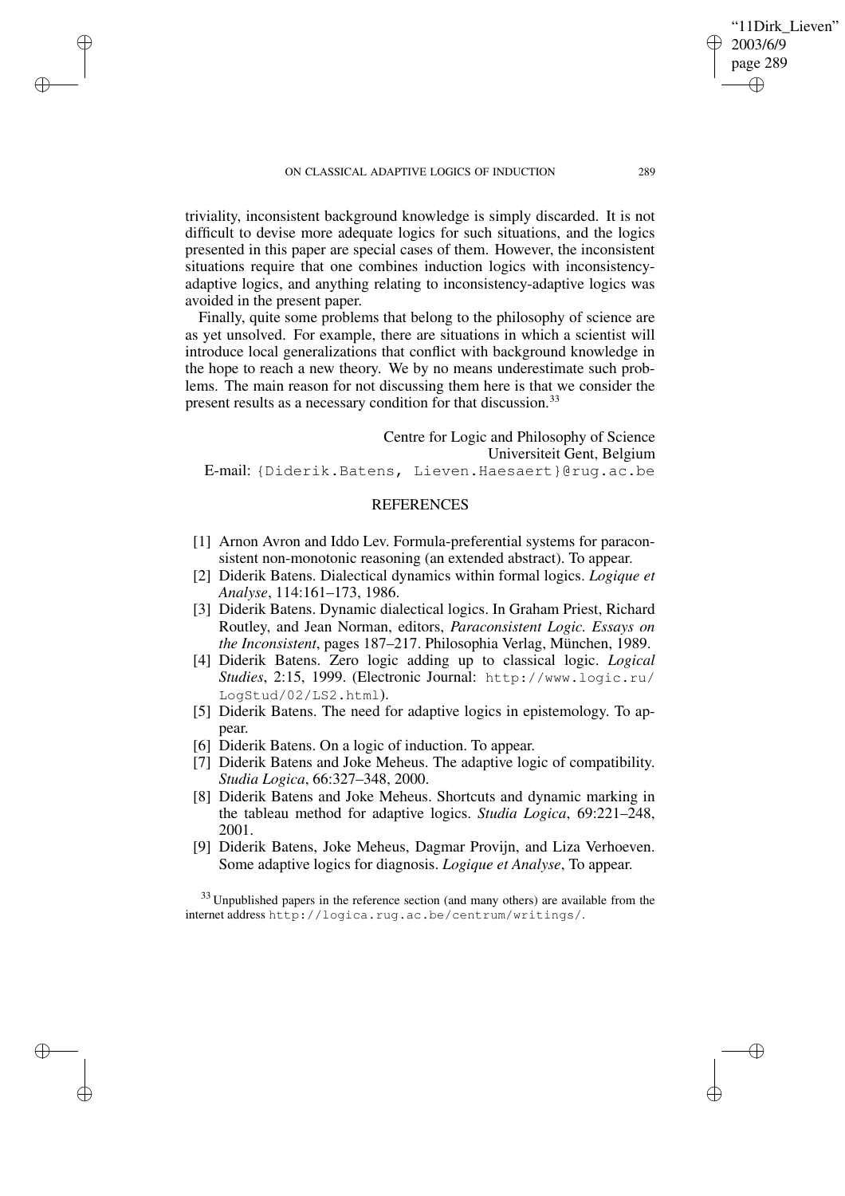triviality, inconsistent background knowledge is simply discarded. It is not difficult to devise more adequate logics for such situations, and the logics presented in this paper are special cases of them. However, the inconsistent situations require that one combines induction logics with inconsistency-adaptive logics, and anything relating to inconsistency-adaptive logics was avoided in the present paper.

Finally, quite some problems that belong to the philosophy of science are as yet unsolved. For example, there are situations in which a scientist will introduce local generalizations that conflict with background knowledge in the hope to reach a new theory. We by no means underestimate such problems. The main reason for not discussing them here is that we consider the present results as a necessary condition for that discussion.[33]

Centre for Logic and Philosophy of Science
Universiteit Gent, Belgium
E-mail: {Diderik.Batens, Lieven.Haesaert}@rug.ac.be

## REFERENCES

[1] Arnon Avron and Iddo Lev. Formula-preferential systems for paraconsistent non-monotonic reasoning (an extended abstract). To appear.

[2] Diderik Batens. Dialectical dynamics within formal logics. *Logique et Analyse*, 114:161–173, 1986.

[3] Diderik Batens. Dynamic dialectical logics. In Graham Priest, Richard Routley, and Jean Norman, editors, *Paraconsistent Logic. Essays on the Inconsistent*, pages 187–217. Philosophia Verlag, München, 1989.

[4] Diderik Batens. Zero logic adding up to classical logic. *Logical Studies*, 2:15, 1999. (Electronic Journal: http://www.logic.ru/LogStud/02/LS2.html).

[5] Diderik Batens. The need for adaptive logics in epistemology. To appear.

[6] Diderik Batens. On a logic of induction. To appear.

[7] Diderik Batens and Joke Meheus. The adaptive logic of compatibility. *Studia Logica*, 66:327–348, 2000.

[8] Diderik Batens and Joke Meheus. Shortcuts and dynamic marking in the tableau method for adaptive logics. *Studia Logica*, 69:221–248, 2001.

[9] Diderik Batens, Joke Meheus, Dagmar Provijn, and Liza Verhoeven. Some adaptive logics for diagnosis. *Logique et Analyse*, To appear.

[33] Unpublished papers in the reference section (and many others) are available from the internet address http://logica.rug.ac.be/centrum/writings/.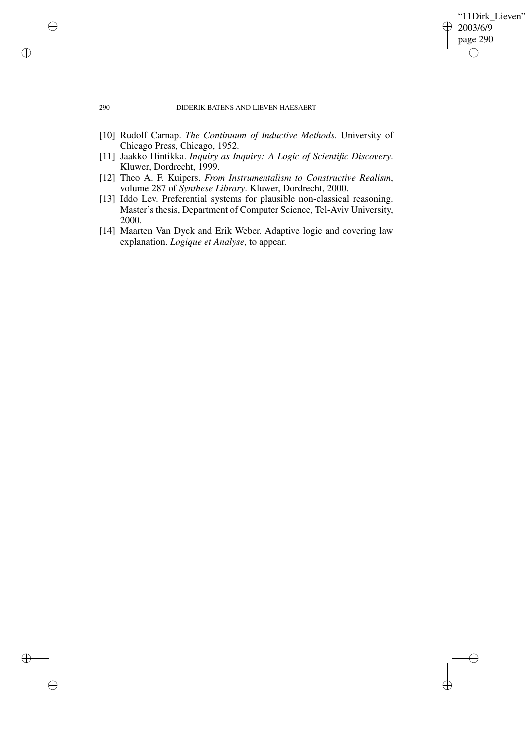- [10] Rudolf Carnap. *The Continuum of Inductive Methods*. University of Chicago Press, Chicago, 1952.
- [11] Jaakko Hintikka. *Inquiry as Inquiry: A Logic of Scientific Discovery*. Kluwer, Dordrecht, 1999.
- [12] Theo A. F. Kuipers. *From Instrumentalism to Constructive Realism*, volume 287 of *Synthese Library*. Kluwer, Dordrecht, 2000.
- [13] Iddo Lev. Preferential systems for plausible non-classical reasoning. Master's thesis, Department of Computer Science, Tel-Aviv University, 2000.
- [14] Maarten Van Dyck and Erik Weber. Adaptive logic and covering law explanation. *Logique et Analyse*, to appear.